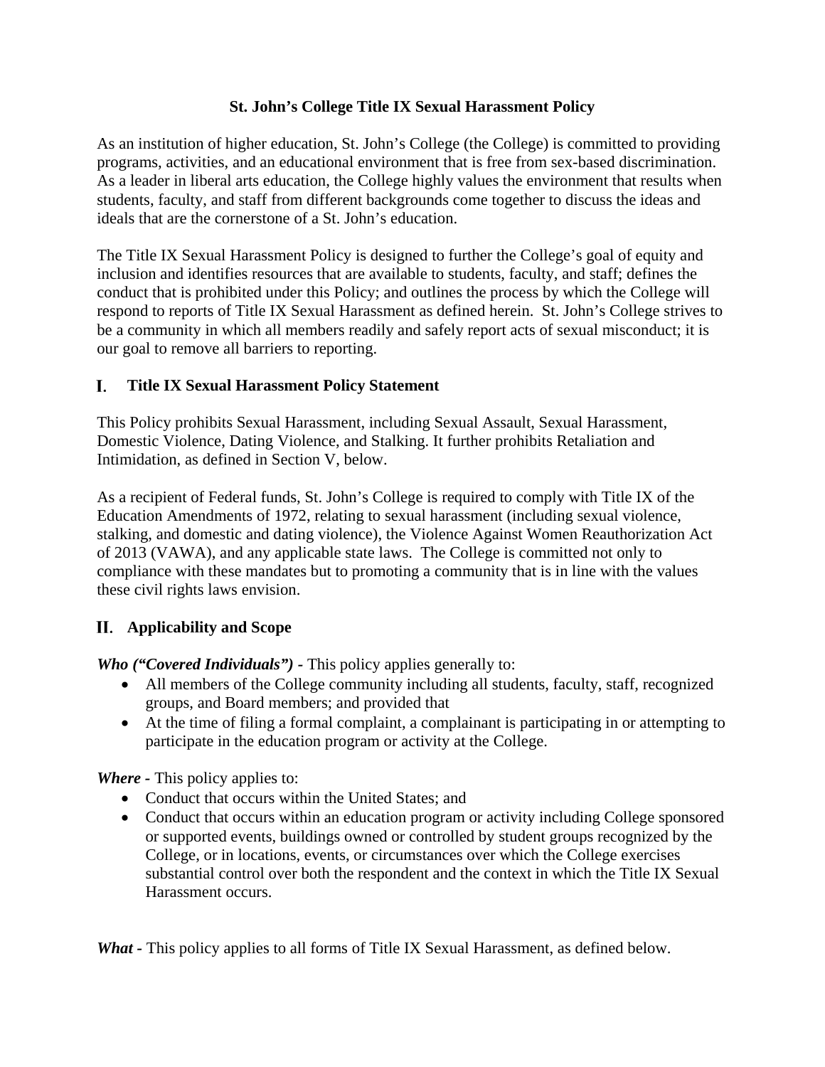# St. John's College Title IX Sexual Harassment Policy

As an institution of higher education, St. John's College (the College) is committed to providing programs, activities, and an educational environment that is free from sex-based discrimination. As a leader in liberal arts education, the College highly values the environment that results when students, faculty, and staff from different backgrounds come together to discuss the ideas and ideals that are the cornerstone of a St. John's education.

The Title IX Sexual Harassment Policy is designed to further the College's goal of equity and inclusion and identifies resources that are available to students, faculty, and staff; defines the conduct that is prohibited under this Policy; and outlines the process by which the College will respond to reports of Title IX Sexual Harassment as defined herein. St. John's College strives to be a community in which all members readily and safely report acts of sexual misconduct; it is our goal to remove all barriers to reporting.

## I. Title IX Sexual Harassment Policy Statement

This Policy prohibits Sexual Harassment, including Sexual Assault, Sexual Harassment, Domestic Violence, Dating Violence, and Stalking. It further prohibits Retaliation and Intimidation, as defined in Section V, below.

As a recipient of Federal funds, St. John's College is required to comply with Title IX of the Education Amendments of 1972, relating to sexual harassment (including sexual violence, stalking, and domestic and dating violence), the Violence Against Women Reauthorization Act of 2013 (VAWA), and any applicable state laws. The College is committed not only to compliance with these mandates but to promoting a community that is in line with the values these civil rights laws envision.

## II. Applicability and Scope

***Who ("Covered Individuals") -*** This policy applies generally to:

- All members of the College community including all students, faculty, staff, recognized groups, and Board members; and provided that
- At the time of filing a formal complaint, a complainant is participating in or attempting to participate in the education program or activity at the College.

***Where -*** This policy applies to:

- Conduct that occurs within the United States; and
- Conduct that occurs within an education program or activity including College sponsored or supported events, buildings owned or controlled by student groups recognized by the College, or in locations, events, or circumstances over which the College exercises substantial control over both the respondent and the context in which the Title IX Sexual Harassment occurs.

***What -*** This policy applies to all forms of Title IX Sexual Harassment, as defined below.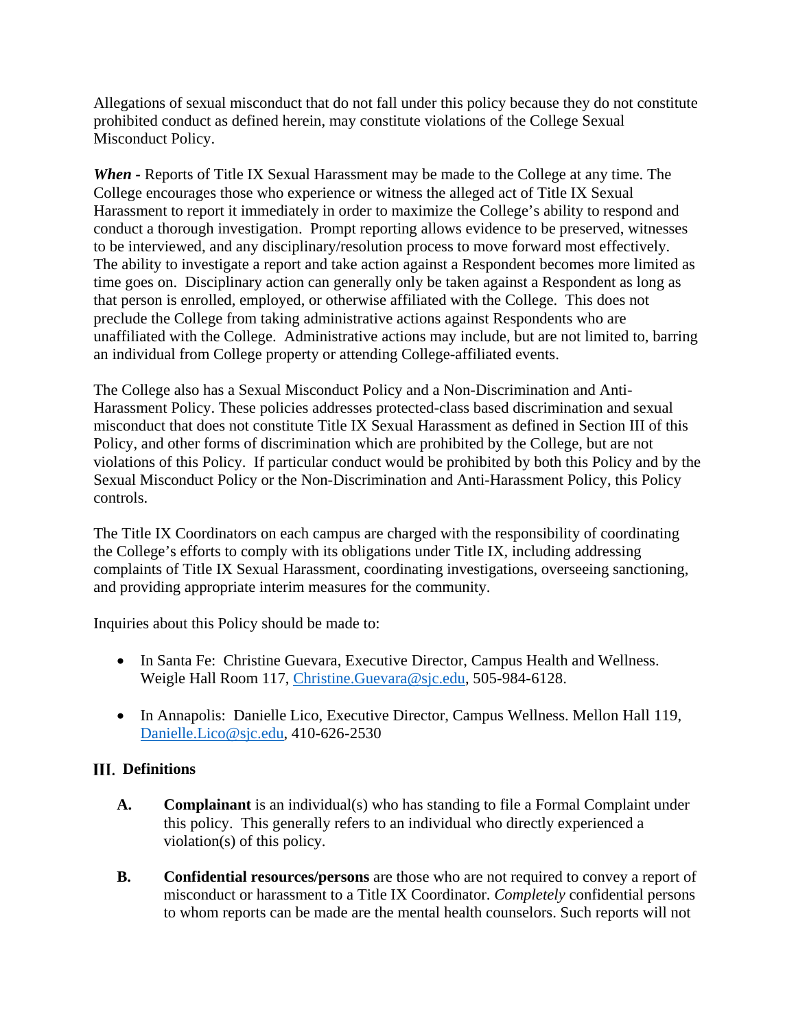Allegations of sexual misconduct that do not fall under this policy because they do not constitute prohibited conduct as defined herein, may constitute violations of the College Sexual Misconduct Policy.

***When -*** Reports of Title IX Sexual Harassment may be made to the College at any time. The College encourages those who experience or witness the alleged act of Title IX Sexual Harassment to report it immediately in order to maximize the College's ability to respond and conduct a thorough investigation. Prompt reporting allows evidence to be preserved, witnesses to be interviewed, and any disciplinary/resolution process to move forward most effectively. The ability to investigate a report and take action against a Respondent becomes more limited as time goes on. Disciplinary action can generally only be taken against a Respondent as long as that person is enrolled, employed, or otherwise affiliated with the College. This does not preclude the College from taking administrative actions against Respondents who are unaffiliated with the College. Administrative actions may include, but are not limited to, barring an individual from College property or attending College-affiliated events.

The College also has a Sexual Misconduct Policy and a Non-Discrimination and Anti-Harassment Policy. These policies addresses protected-class based discrimination and sexual misconduct that does not constitute Title IX Sexual Harassment as defined in Section III of this Policy, and other forms of discrimination which are prohibited by the College, but are not violations of this Policy. If particular conduct would be prohibited by both this Policy and by the Sexual Misconduct Policy or the Non-Discrimination and Anti-Harassment Policy, this Policy controls.

The Title IX Coordinators on each campus are charged with the responsibility of coordinating the College's efforts to comply with its obligations under Title IX, including addressing complaints of Title IX Sexual Harassment, coordinating investigations, overseeing sanctioning, and providing appropriate interim measures for the community.

Inquiries about this Policy should be made to:

- In Santa Fe: Christine Guevara, Executive Director, Campus Health and Wellness. Weigle Hall Room 117, Christine.Guevara@sjc.edu, 505-984-6128.
- In Annapolis: Danielle Lico, Executive Director, Campus Wellness. Mellon Hall 119, Danielle.Lico@sjc.edu, 410-626-2530

## III. Definitions

**A. Complainant** is an individual(s) who has standing to file a Formal Complaint under this policy. This generally refers to an individual who directly experienced a violation(s) of this policy.

**B. Confidential resources/persons** are those who are not required to convey a report of misconduct or harassment to a Title IX Coordinator. *Completely* confidential persons to whom reports can be made are the mental health counselors. Such reports will not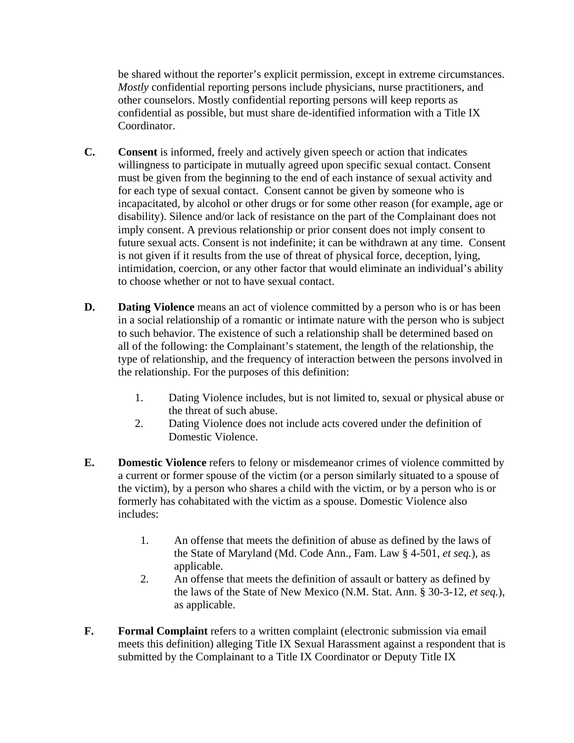be shared without the reporter's explicit permission, except in extreme circumstances. *Mostly* confidential reporting persons include physicians, nurse practitioners, and other counselors. Mostly confidential reporting persons will keep reports as confidential as possible, but must share de-identified information with a Title IX Coordinator.

**C.** **Consent** is informed, freely and actively given speech or action that indicates willingness to participate in mutually agreed upon specific sexual contact. Consent must be given from the beginning to the end of each instance of sexual activity and for each type of sexual contact. Consent cannot be given by someone who is incapacitated, by alcohol or other drugs or for some other reason (for example, age or disability). Silence and/or lack of resistance on the part of the Complainant does not imply consent. A previous relationship or prior consent does not imply consent to future sexual acts. Consent is not indefinite; it can be withdrawn at any time. Consent is not given if it results from the use of threat of physical force, deception, lying, intimidation, coercion, or any other factor that would eliminate an individual's ability to choose whether or not to have sexual contact.

**D.** **Dating Violence** means an act of violence committed by a person who is or has been in a social relationship of a romantic or intimate nature with the person who is subject to such behavior. The existence of such a relationship shall be determined based on all of the following: the Complainant's statement, the length of the relationship, the type of relationship, and the frequency of interaction between the persons involved in the relationship. For the purposes of this definition:

1. Dating Violence includes, but is not limited to, sexual or physical abuse or the threat of such abuse.
2. Dating Violence does not include acts covered under the definition of Domestic Violence.

**E.** **Domestic Violence** refers to felony or misdemeanor crimes of violence committed by a current or former spouse of the victim (or a person similarly situated to a spouse of the victim), by a person who shares a child with the victim, or by a person who is or formerly has cohabitated with the victim as a spouse. Domestic Violence also includes:

1. An offense that meets the definition of abuse as defined by the laws of the State of Maryland (Md. Code Ann., Fam. Law § 4-501, *et seq.*), as applicable.
2. An offense that meets the definition of assault or battery as defined by the laws of the State of New Mexico (N.M. Stat. Ann. § 30-3-12, *et seq.*), as applicable.

**F.** **Formal Complaint** refers to a written complaint (electronic submission via email meets this definition) alleging Title IX Sexual Harassment against a respondent that is submitted by the Complainant to a Title IX Coordinator or Deputy Title IX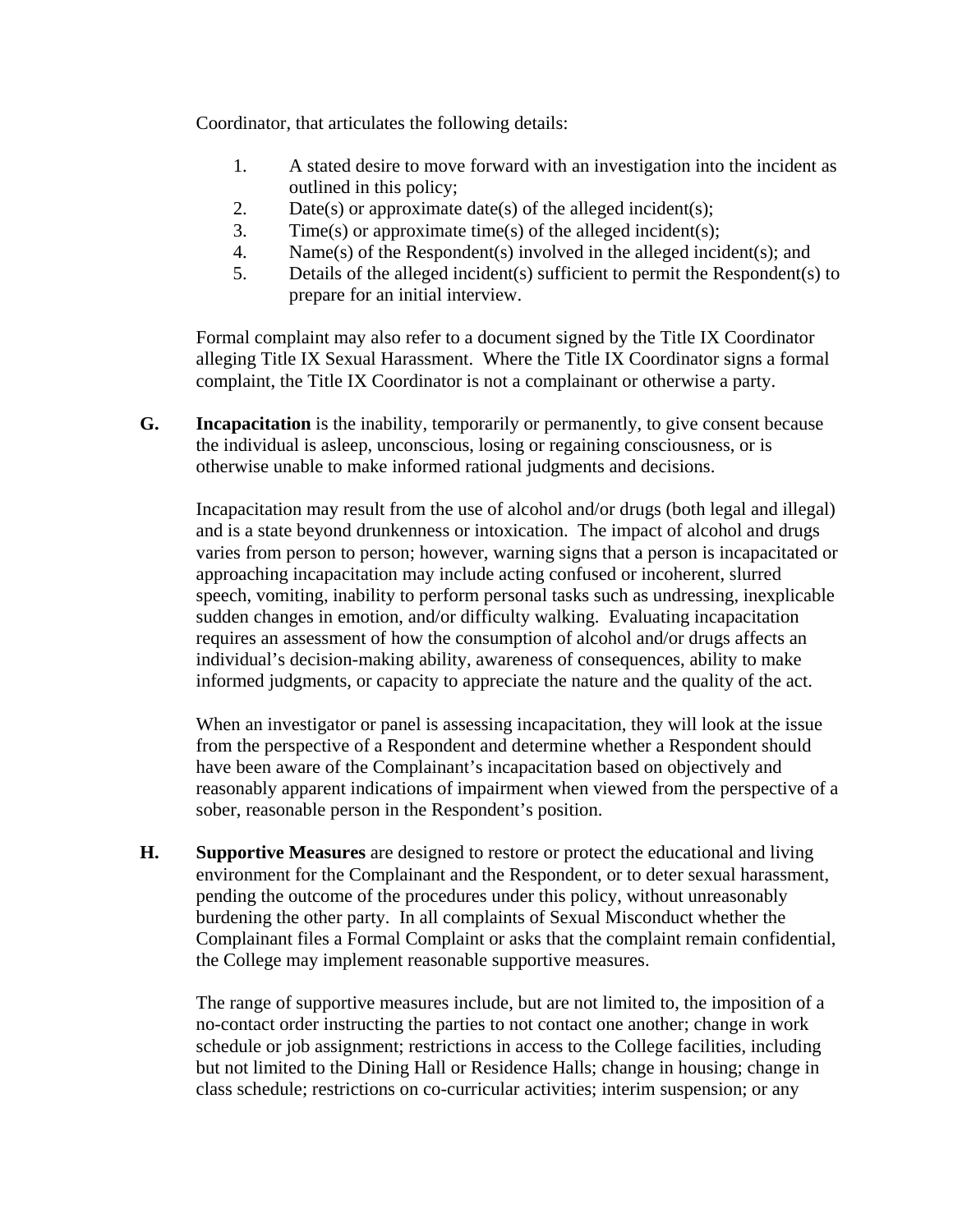Coordinator, that articulates the following details:

1. A stated desire to move forward with an investigation into the incident as outlined in this policy;
2. Date(s) or approximate date(s) of the alleged incident(s);
3. Time(s) or approximate time(s) of the alleged incident(s);
4. Name(s) of the Respondent(s) involved in the alleged incident(s); and
5. Details of the alleged incident(s) sufficient to permit the Respondent(s) to prepare for an initial interview.

Formal complaint may also refer to a document signed by the Title IX Coordinator alleging Title IX Sexual Harassment. Where the Title IX Coordinator signs a formal complaint, the Title IX Coordinator is not a complainant or otherwise a party.

**G. Incapacitation** is the inability, temporarily or permanently, to give consent because the individual is asleep, unconscious, losing or regaining consciousness, or is otherwise unable to make informed rational judgments and decisions.

Incapacitation may result from the use of alcohol and/or drugs (both legal and illegal) and is a state beyond drunkenness or intoxication. The impact of alcohol and drugs varies from person to person; however, warning signs that a person is incapacitated or approaching incapacitation may include acting confused or incoherent, slurred speech, vomiting, inability to perform personal tasks such as undressing, inexplicable sudden changes in emotion, and/or difficulty walking. Evaluating incapacitation requires an assessment of how the consumption of alcohol and/or drugs affects an individual's decision-making ability, awareness of consequences, ability to make informed judgments, or capacity to appreciate the nature and the quality of the act.

When an investigator or panel is assessing incapacitation, they will look at the issue from the perspective of a Respondent and determine whether a Respondent should have been aware of the Complainant's incapacitation based on objectively and reasonably apparent indications of impairment when viewed from the perspective of a sober, reasonable person in the Respondent's position.

**H. Supportive Measures** are designed to restore or protect the educational and living environment for the Complainant and the Respondent, or to deter sexual harassment, pending the outcome of the procedures under this policy, without unreasonably burdening the other party. In all complaints of Sexual Misconduct whether the Complainant files a Formal Complaint or asks that the complaint remain confidential, the College may implement reasonable supportive measures.

The range of supportive measures include, but are not limited to, the imposition of a no-contact order instructing the parties to not contact one another; change in work schedule or job assignment; restrictions in access to the College facilities, including but not limited to the Dining Hall or Residence Halls; change in housing; change in class schedule; restrictions on co-curricular activities; interim suspension; or any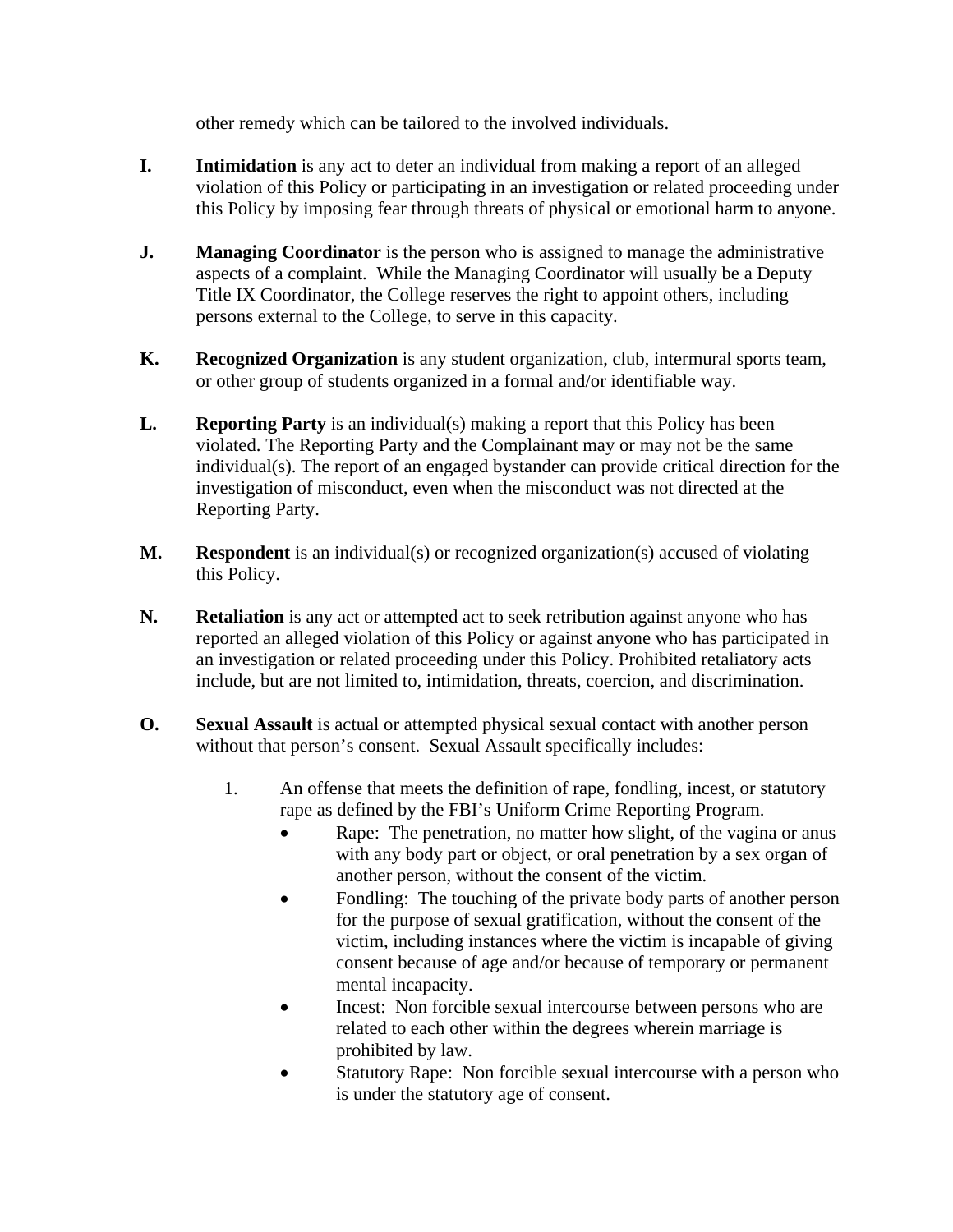other remedy which can be tailored to the involved individuals.

**I.** **Intimidation** is any act to deter an individual from making a report of an alleged violation of this Policy or participating in an investigation or related proceeding under this Policy by imposing fear through threats of physical or emotional harm to anyone.

**J.** **Managing Coordinator** is the person who is assigned to manage the administrative aspects of a complaint. While the Managing Coordinator will usually be a Deputy Title IX Coordinator, the College reserves the right to appoint others, including persons external to the College, to serve in this capacity.

**K.** **Recognized Organization** is any student organization, club, intermural sports team, or other group of students organized in a formal and/or identifiable way.

**L.** **Reporting Party** is an individual(s) making a report that this Policy has been violated. The Reporting Party and the Complainant may or may not be the same individual(s). The report of an engaged bystander can provide critical direction for the investigation of misconduct, even when the misconduct was not directed at the Reporting Party.

**M.** **Respondent** is an individual(s) or recognized organization(s) accused of violating this Policy.

**N.** **Retaliation** is any act or attempted act to seek retribution against anyone who has reported an alleged violation of this Policy or against anyone who has participated in an investigation or related proceeding under this Policy. Prohibited retaliatory acts include, but are not limited to, intimidation, threats, coercion, and discrimination.

**O.** **Sexual Assault** is actual or attempted physical sexual contact with another person without that person's consent. Sexual Assault specifically includes:

1. An offense that meets the definition of rape, fondling, incest, or statutory rape as defined by the FBI's Uniform Crime Reporting Program.
   - Rape: The penetration, no matter how slight, of the vagina or anus with any body part or object, or oral penetration by a sex organ of another person, without the consent of the victim.
   - Fondling: The touching of the private body parts of another person for the purpose of sexual gratification, without the consent of the victim, including instances where the victim is incapable of giving consent because of age and/or because of temporary or permanent mental incapacity.
   - Incest: Non forcible sexual intercourse between persons who are related to each other within the degrees wherein marriage is prohibited by law.
   - Statutory Rape: Non forcible sexual intercourse with a person who is under the statutory age of consent.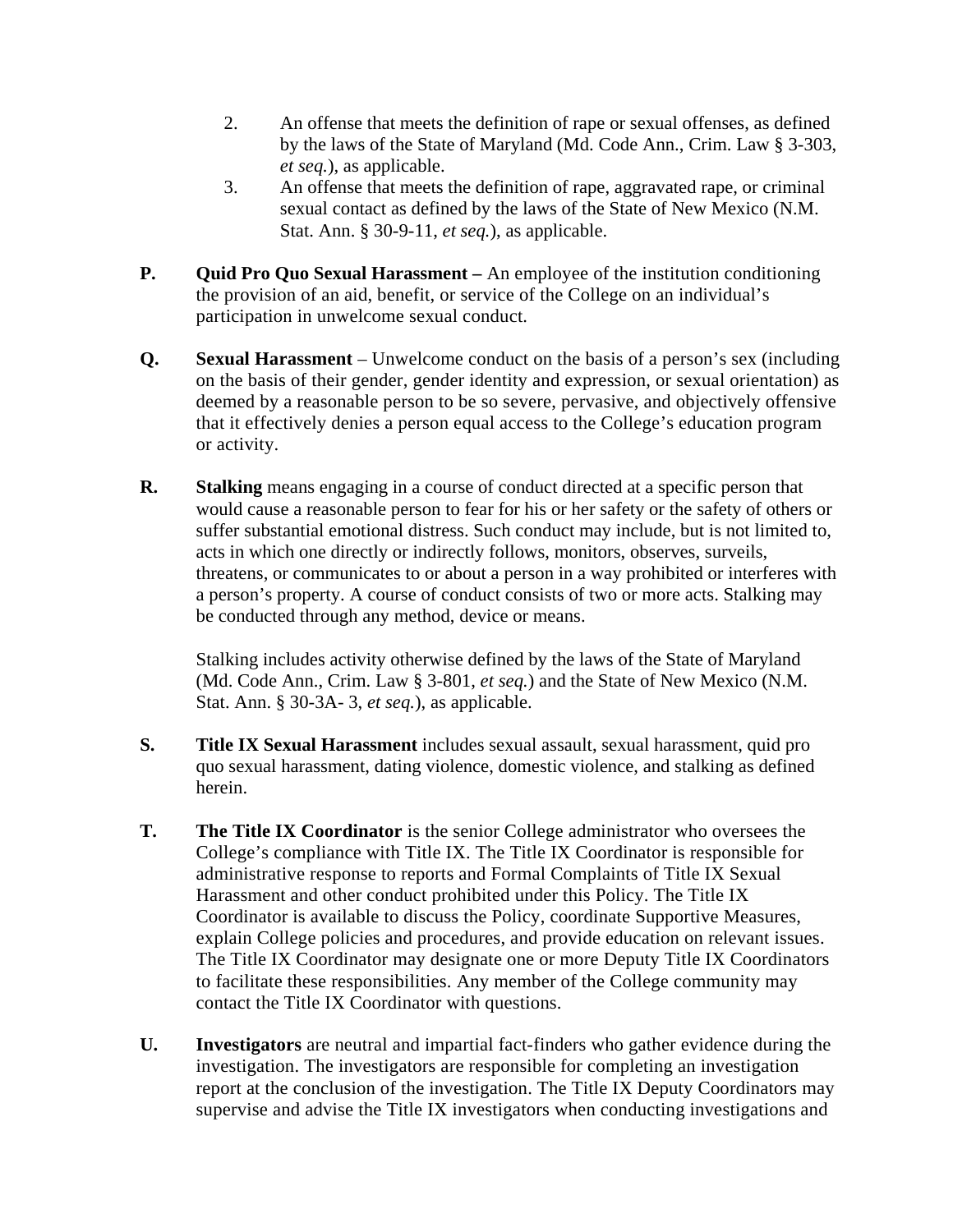2. An offense that meets the definition of rape or sexual offenses, as defined by the laws of the State of Maryland (Md. Code Ann., Crim. Law § 3-303, *et seq.*), as applicable.
3. An offense that meets the definition of rape, aggravated rape, or criminal sexual contact as defined by the laws of the State of New Mexico (N.M. Stat. Ann. § 30-9-11, *et seq.*), as applicable.

**P.** **Quid Pro Quo Sexual Harassment –** An employee of the institution conditioning the provision of an aid, benefit, or service of the College on an individual's participation in unwelcome sexual conduct.

**Q.** **Sexual Harassment** – Unwelcome conduct on the basis of a person's sex (including on the basis of their gender, gender identity and expression, or sexual orientation) as deemed by a reasonable person to be so severe, pervasive, and objectively offensive that it effectively denies a person equal access to the College's education program or activity.

**R.** **Stalking** means engaging in a course of conduct directed at a specific person that would cause a reasonable person to fear for his or her safety or the safety of others or suffer substantial emotional distress. Such conduct may include, but is not limited to, acts in which one directly or indirectly follows, monitors, observes, surveils, threatens, or communicates to or about a person in a way prohibited or interferes with a person's property. A course of conduct consists of two or more acts. Stalking may be conducted through any method, device or means.

Stalking includes activity otherwise defined by the laws of the State of Maryland (Md. Code Ann., Crim. Law § 3-801, *et seq.*) and the State of New Mexico (N.M. Stat. Ann. § 30-3A- 3, *et seq.*), as applicable.

**S.** **Title IX Sexual Harassment** includes sexual assault, sexual harassment, quid pro quo sexual harassment, dating violence, domestic violence, and stalking as defined herein.

**T.** **The Title IX Coordinator** is the senior College administrator who oversees the College's compliance with Title IX. The Title IX Coordinator is responsible for administrative response to reports and Formal Complaints of Title IX Sexual Harassment and other conduct prohibited under this Policy. The Title IX Coordinator is available to discuss the Policy, coordinate Supportive Measures, explain College policies and procedures, and provide education on relevant issues. The Title IX Coordinator may designate one or more Deputy Title IX Coordinators to facilitate these responsibilities. Any member of the College community may contact the Title IX Coordinator with questions.

**U.** **Investigators** are neutral and impartial fact-finders who gather evidence during the investigation. The investigators are responsible for completing an investigation report at the conclusion of the investigation. The Title IX Deputy Coordinators may supervise and advise the Title IX investigators when conducting investigations and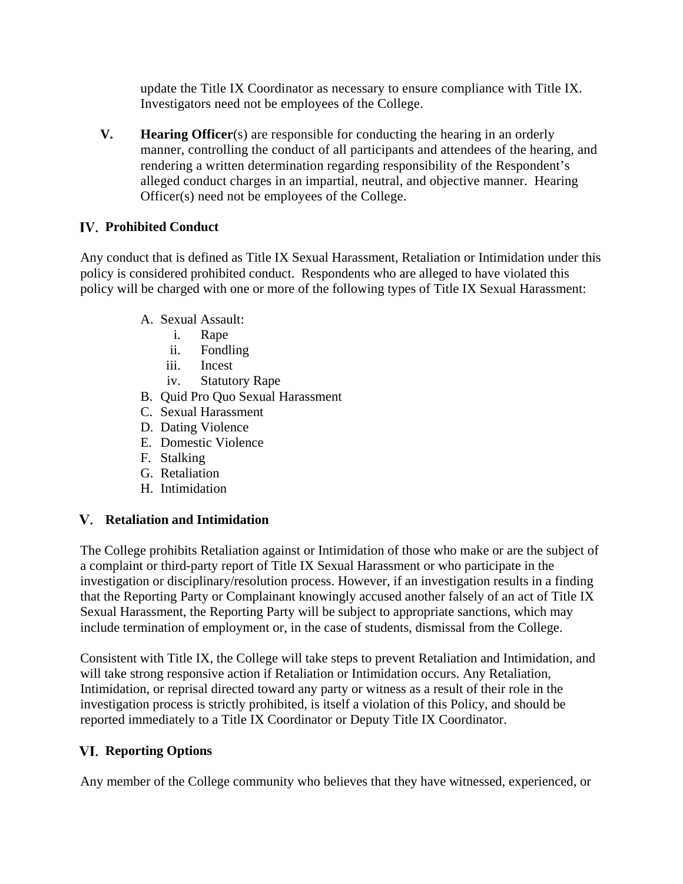update the Title IX Coordinator as necessary to ensure compliance with Title IX. Investigators need not be employees of the College.

**V.** **Hearing Officer**(s) are responsible for conducting the hearing in an orderly manner, controlling the conduct of all participants and attendees of the hearing, and rendering a written determination regarding responsibility of the Respondent's alleged conduct charges in an impartial, neutral, and objective manner. Hearing Officer(s) need not be employees of the College.

## IV. Prohibited Conduct

Any conduct that is defined as Title IX Sexual Harassment, Retaliation or Intimidation under this policy is considered prohibited conduct. Respondents who are alleged to have violated this policy will be charged with one or more of the following types of Title IX Sexual Harassment:

A. Sexual Assault:
   i. Rape
   ii. Fondling
   iii. Incest
   iv. Statutory Rape

B. Quid Pro Quo Sexual Harassment

C. Sexual Harassment

D. Dating Violence

E. Domestic Violence

F. Stalking

G. Retaliation

H. Intimidation

## V. Retaliation and Intimidation

The College prohibits Retaliation against or Intimidation of those who make or are the subject of a complaint or third-party report of Title IX Sexual Harassment or who participate in the investigation or disciplinary/resolution process. However, if an investigation results in a finding that the Reporting Party or Complainant knowingly accused another falsely of an act of Title IX Sexual Harassment, the Reporting Party will be subject to appropriate sanctions, which may include termination of employment or, in the case of students, dismissal from the College.

Consistent with Title IX, the College will take steps to prevent Retaliation and Intimidation, and will take strong responsive action if Retaliation or Intimidation occurs. Any Retaliation, Intimidation, or reprisal directed toward any party or witness as a result of their role in the investigation process is strictly prohibited, is itself a violation of this Policy, and should be reported immediately to a Title IX Coordinator or Deputy Title IX Coordinator.

## VI. Reporting Options

Any member of the College community who believes that they have witnessed, experienced, or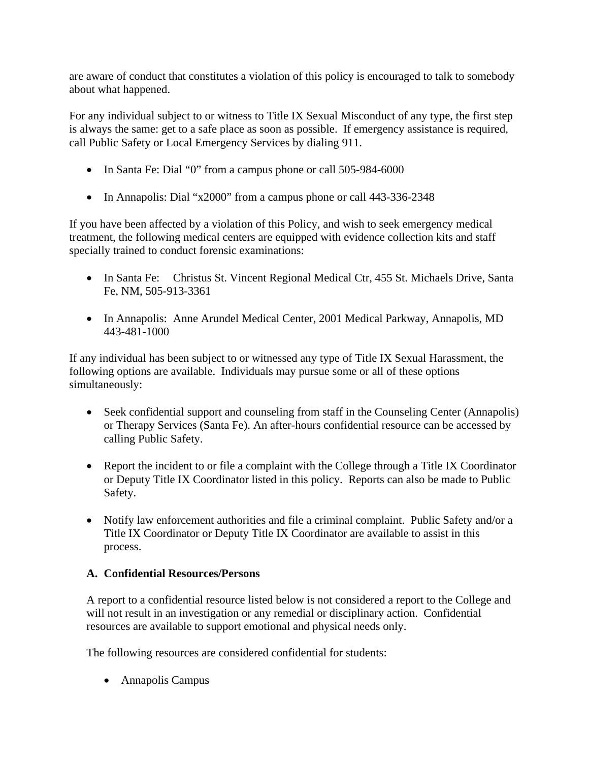are aware of conduct that constitutes a violation of this policy is encouraged to talk to somebody about what happened.

For any individual subject to or witness to Title IX Sexual Misconduct of any type, the first step is always the same: get to a safe place as soon as possible. If emergency assistance is required, call Public Safety or Local Emergency Services by dialing 911.

- In Santa Fe: Dial "0" from a campus phone or call 505-984-6000
- In Annapolis: Dial "x2000" from a campus phone or call 443-336-2348

If you have been affected by a violation of this Policy, and wish to seek emergency medical treatment, the following medical centers are equipped with evidence collection kits and staff specially trained to conduct forensic examinations:

- In Santa Fe: Christus St. Vincent Regional Medical Ctr, 455 St. Michaels Drive, Santa Fe, NM, 505-913-3361
- In Annapolis: Anne Arundel Medical Center, 2001 Medical Parkway, Annapolis, MD 443-481-1000

If any individual has been subject to or witnessed any type of Title IX Sexual Harassment, the following options are available. Individuals may pursue some or all of these options simultaneously:

- Seek confidential support and counseling from staff in the Counseling Center (Annapolis) or Therapy Services (Santa Fe). An after-hours confidential resource can be accessed by calling Public Safety.
- Report the incident to or file a complaint with the College through a Title IX Coordinator or Deputy Title IX Coordinator listed in this policy. Reports can also be made to Public Safety.
- Notify law enforcement authorities and file a criminal complaint. Public Safety and/or a Title IX Coordinator or Deputy Title IX Coordinator are available to assist in this process.

### A. Confidential Resources/Persons

A report to a confidential resource listed below is not considered a report to the College and will not result in an investigation or any remedial or disciplinary action. Confidential resources are available to support emotional and physical needs only.

The following resources are considered confidential for students:

- Annapolis Campus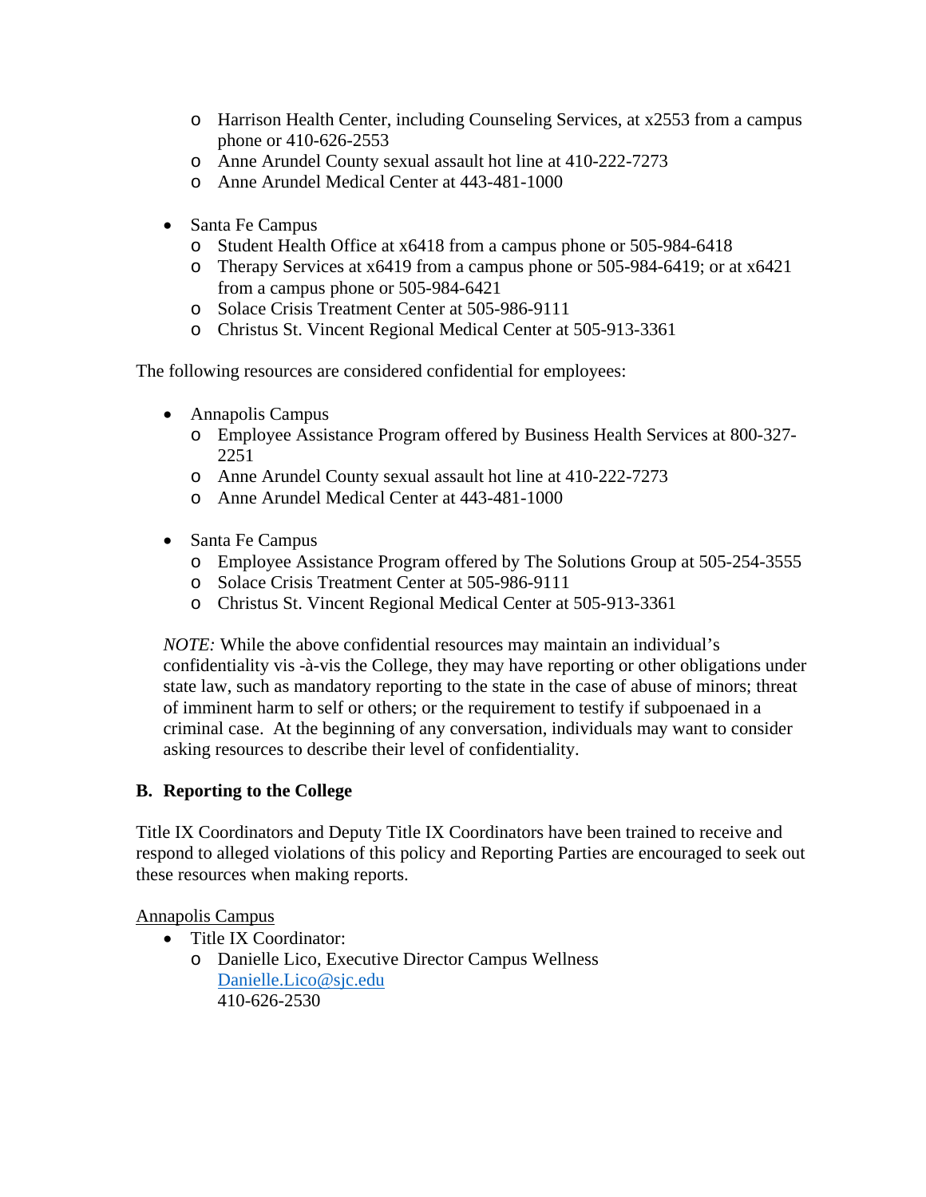- Harrison Health Center, including Counseling Services, at x2553 from a campus phone or 410-626-2553
  - Anne Arundel County sexual assault hot line at 410-222-7273
  - Anne Arundel Medical Center at 443-481-1000

- Santa Fe Campus
  - Student Health Office at x6418 from a campus phone or 505-984-6418
  - Therapy Services at x6419 from a campus phone or 505-984-6419; or at x6421 from a campus phone or 505-984-6421
  - Solace Crisis Treatment Center at 505-986-9111
  - Christus St. Vincent Regional Medical Center at 505-913-3361

The following resources are considered confidential for employees:

- Annapolis Campus
  - Employee Assistance Program offered by Business Health Services at 800-327-2251
  - Anne Arundel County sexual assault hot line at 410-222-7273
  - Anne Arundel Medical Center at 443-481-1000

- Santa Fe Campus
  - Employee Assistance Program offered by The Solutions Group at 505-254-3555
  - Solace Crisis Treatment Center at 505-986-9111
  - Christus St. Vincent Regional Medical Center at 505-913-3361

*NOTE:* While the above confidential resources may maintain an individual's confidentiality vis -à-vis the College, they may have reporting or other obligations under state law, such as mandatory reporting to the state in the case of abuse of minors; threat of imminent harm to self or others; or the requirement to testify if subpoenaed in a criminal case. At the beginning of any conversation, individuals may want to consider asking resources to describe their level of confidentiality.

### B. Reporting to the College

Title IX Coordinators and Deputy Title IX Coordinators have been trained to receive and respond to alleged violations of this policy and Reporting Parties are encouraged to seek out these resources when making reports.

<u>Annapolis Campus</u>

- Title IX Coordinator:
  - Danielle Lico, Executive Director Campus Wellness
    Danielle.Lico@sjc.edu
    410-626-2530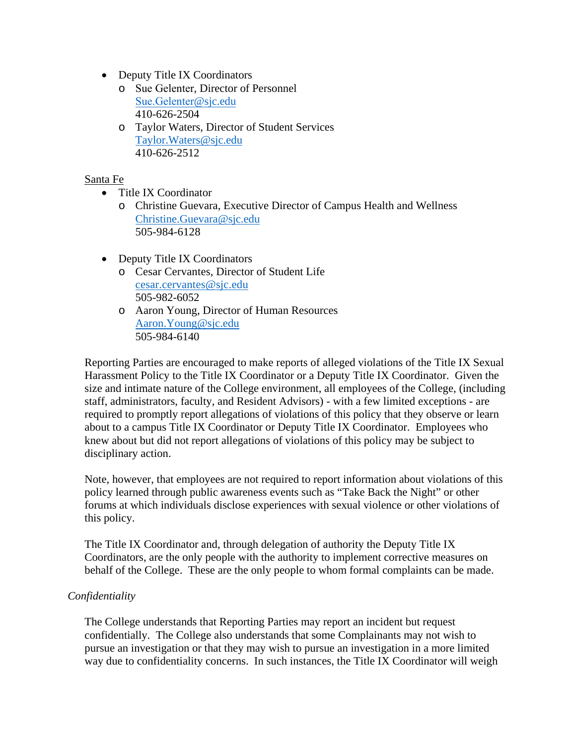- Deputy Title IX Coordinators
  - Sue Gelenter, Director of Personnel  
    Sue.Gelenter@sjc.edu  
    410-626-2504
  - Taylor Waters, Director of Student Services  
    Taylor.Waters@sjc.edu  
    410-626-2512

Santa Fe

- Title IX Coordinator
  - Christine Guevara, Executive Director of Campus Health and Wellness  
    Christine.Guevara@sjc.edu  
    505-984-6128

- Deputy Title IX Coordinators
  - Cesar Cervantes, Director of Student Life  
    cesar.cervantes@sjc.edu  
    505-982-6052
  - Aaron Young, Director of Human Resources  
    Aaron.Young@sjc.edu  
    505-984-6140

Reporting Parties are encouraged to make reports of alleged violations of the Title IX Sexual Harassment Policy to the Title IX Coordinator or a Deputy Title IX Coordinator. Given the size and intimate nature of the College environment, all employees of the College, (including staff, administrators, faculty, and Resident Advisors) - with a few limited exceptions - are required to promptly report allegations of violations of this policy that they observe or learn about to a campus Title IX Coordinator or Deputy Title IX Coordinator. Employees who knew about but did not report allegations of violations of this policy may be subject to disciplinary action.

Note, however, that employees are not required to report information about violations of this policy learned through public awareness events such as "Take Back the Night" or other forums at which individuals disclose experiences with sexual violence or other violations of this policy.

The Title IX Coordinator and, through delegation of authority the Deputy Title IX Coordinators, are the only people with the authority to implement corrective measures on behalf of the College. These are the only people to whom formal complaints can be made.

*Confidentiality*

The College understands that Reporting Parties may report an incident but request confidentially. The College also understands that some Complainants may not wish to pursue an investigation or that they may wish to pursue an investigation in a more limited way due to confidentiality concerns. In such instances, the Title IX Coordinator will weigh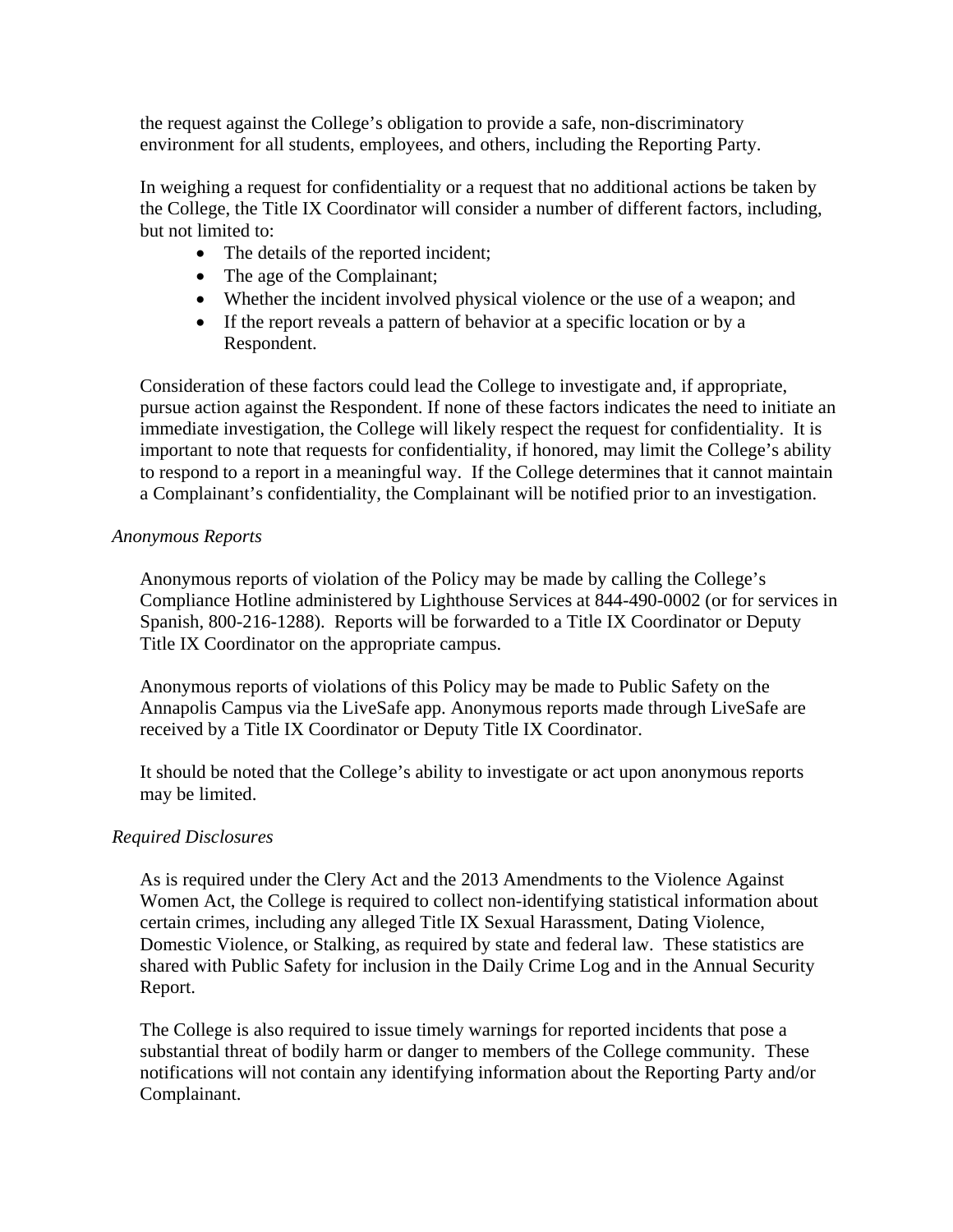the request against the College's obligation to provide a safe, non-discriminatory environment for all students, employees, and others, including the Reporting Party.

In weighing a request for confidentiality or a request that no additional actions be taken by the College, the Title IX Coordinator will consider a number of different factors, including, but not limited to:

- The details of the reported incident;
- The age of the Complainant;
- Whether the incident involved physical violence or the use of a weapon; and
- If the report reveals a pattern of behavior at a specific location or by a Respondent.

Consideration of these factors could lead the College to investigate and, if appropriate, pursue action against the Respondent. If none of these factors indicates the need to initiate an immediate investigation, the College will likely respect the request for confidentiality. It is important to note that requests for confidentiality, if honored, may limit the College's ability to respond to a report in a meaningful way. If the College determines that it cannot maintain a Complainant's confidentiality, the Complainant will be notified prior to an investigation.

*Anonymous Reports*

Anonymous reports of violation of the Policy may be made by calling the College's Compliance Hotline administered by Lighthouse Services at 844-490-0002 (or for services in Spanish, 800-216-1288). Reports will be forwarded to a Title IX Coordinator or Deputy Title IX Coordinator on the appropriate campus.

Anonymous reports of violations of this Policy may be made to Public Safety on the Annapolis Campus via the LiveSafe app. Anonymous reports made through LiveSafe are received by a Title IX Coordinator or Deputy Title IX Coordinator.

It should be noted that the College's ability to investigate or act upon anonymous reports may be limited.

*Required Disclosures*

As is required under the Clery Act and the 2013 Amendments to the Violence Against Women Act, the College is required to collect non-identifying statistical information about certain crimes, including any alleged Title IX Sexual Harassment, Dating Violence, Domestic Violence, or Stalking, as required by state and federal law. These statistics are shared with Public Safety for inclusion in the Daily Crime Log and in the Annual Security Report.

The College is also required to issue timely warnings for reported incidents that pose a substantial threat of bodily harm or danger to members of the College community. These notifications will not contain any identifying information about the Reporting Party and/or Complainant.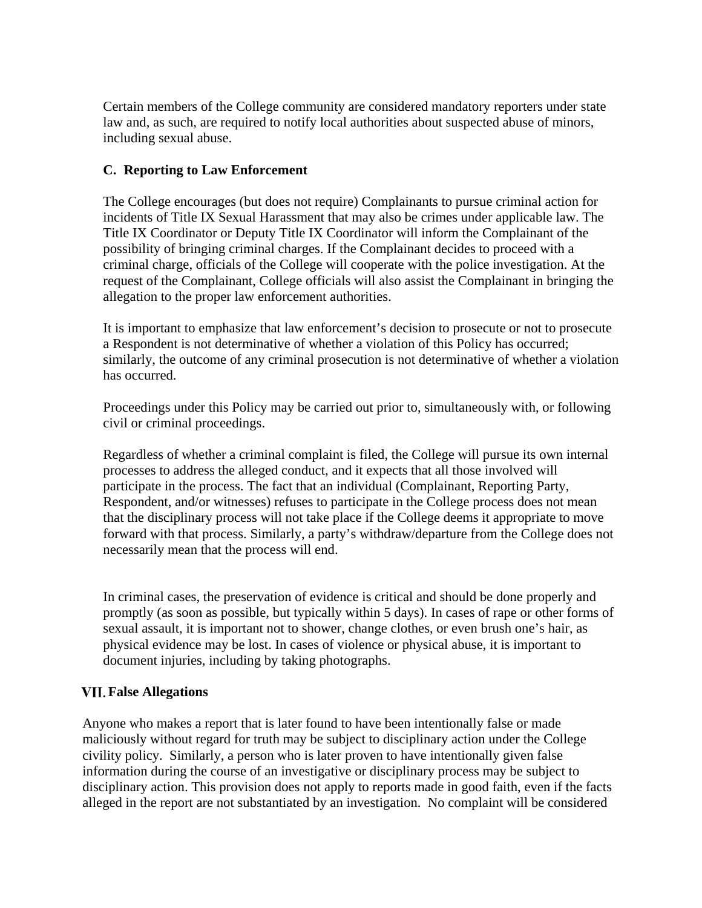Certain members of the College community are considered mandatory reporters under state law and, as such, are required to notify local authorities about suspected abuse of minors, including sexual abuse.

### C. Reporting to Law Enforcement

The College encourages (but does not require) Complainants to pursue criminal action for incidents of Title IX Sexual Harassment that may also be crimes under applicable law. The Title IX Coordinator or Deputy Title IX Coordinator will inform the Complainant of the possibility of bringing criminal charges. If the Complainant decides to proceed with a criminal charge, officials of the College will cooperate with the police investigation. At the request of the Complainant, College officials will also assist the Complainant in bringing the allegation to the proper law enforcement authorities.

It is important to emphasize that law enforcement's decision to prosecute or not to prosecute a Respondent is not determinative of whether a violation of this Policy has occurred; similarly, the outcome of any criminal prosecution is not determinative of whether a violation has occurred.

Proceedings under this Policy may be carried out prior to, simultaneously with, or following civil or criminal proceedings.

Regardless of whether a criminal complaint is filed, the College will pursue its own internal processes to address the alleged conduct, and it expects that all those involved will participate in the process. The fact that an individual (Complainant, Reporting Party, Respondent, and/or witnesses) refuses to participate in the College process does not mean that the disciplinary process will not take place if the College deems it appropriate to move forward with that process. Similarly, a party's withdraw/departure from the College does not necessarily mean that the process will end.

In criminal cases, the preservation of evidence is critical and should be done properly and promptly (as soon as possible, but typically within 5 days). In cases of rape or other forms of sexual assault, it is important not to shower, change clothes, or even brush one's hair, as physical evidence may be lost. In cases of violence or physical abuse, it is important to document injuries, including by taking photographs.

## VII. False Allegations

Anyone who makes a report that is later found to have been intentionally false or made maliciously without regard for truth may be subject to disciplinary action under the College civility policy. Similarly, a person who is later proven to have intentionally given false information during the course of an investigative or disciplinary process may be subject to disciplinary action. This provision does not apply to reports made in good faith, even if the facts alleged in the report are not substantiated by an investigation. No complaint will be considered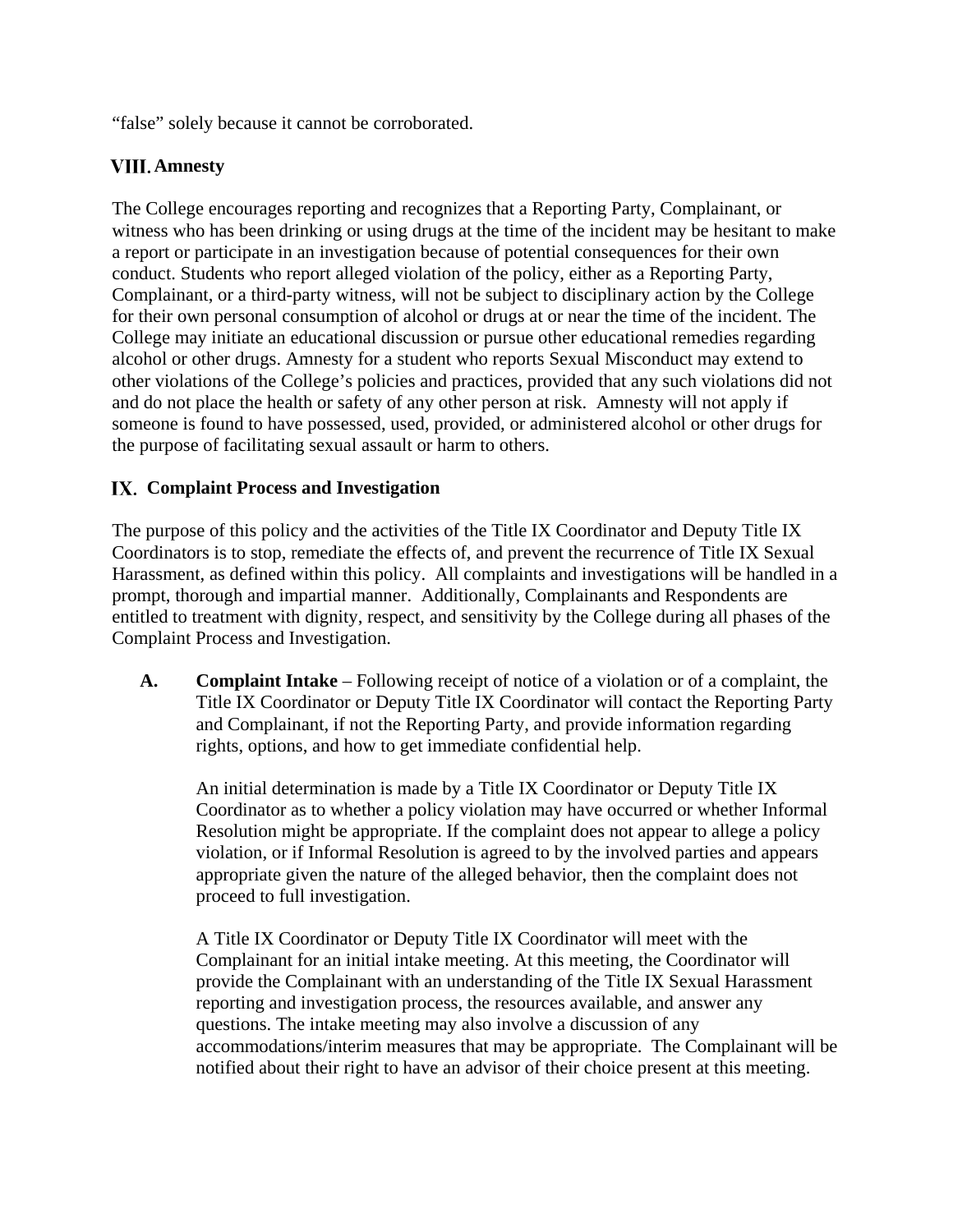“false” solely because it cannot be corroborated.

## VIII. Amnesty

The College encourages reporting and recognizes that a Reporting Party, Complainant, or witness who has been drinking or using drugs at the time of the incident may be hesitant to make a report or participate in an investigation because of potential consequences for their own conduct. Students who report alleged violation of the policy, either as a Reporting Party, Complainant, or a third-party witness, will not be subject to disciplinary action by the College for their own personal consumption of alcohol or drugs at or near the time of the incident. The College may initiate an educational discussion or pursue other educational remedies regarding alcohol or other drugs. Amnesty for a student who reports Sexual Misconduct may extend to other violations of the College’s policies and practices, provided that any such violations did not and do not place the health or safety of any other person at risk. Amnesty will not apply if someone is found to have possessed, used, provided, or administered alcohol or other drugs for the purpose of facilitating sexual assault or harm to others.

## IX. Complaint Process and Investigation

The purpose of this policy and the activities of the Title IX Coordinator and Deputy Title IX Coordinators is to stop, remediate the effects of, and prevent the recurrence of Title IX Sexual Harassment, as defined within this policy. All complaints and investigations will be handled in a prompt, thorough and impartial manner. Additionally, Complainants and Respondents are entitled to treatment with dignity, respect, and sensitivity by the College during all phases of the Complaint Process and Investigation.

**A. Complaint Intake** – Following receipt of notice of a violation or of a complaint, the Title IX Coordinator or Deputy Title IX Coordinator will contact the Reporting Party and Complainant, if not the Reporting Party, and provide information regarding rights, options, and how to get immediate confidential help.

An initial determination is made by a Title IX Coordinator or Deputy Title IX Coordinator as to whether a policy violation may have occurred or whether Informal Resolution might be appropriate. If the complaint does not appear to allege a policy violation, or if Informal Resolution is agreed to by the involved parties and appears appropriate given the nature of the alleged behavior, then the complaint does not proceed to full investigation.

A Title IX Coordinator or Deputy Title IX Coordinator will meet with the Complainant for an initial intake meeting. At this meeting, the Coordinator will provide the Complainant with an understanding of the Title IX Sexual Harassment reporting and investigation process, the resources available, and answer any questions. The intake meeting may also involve a discussion of any accommodations/interim measures that may be appropriate. The Complainant will be notified about their right to have an advisor of their choice present at this meeting.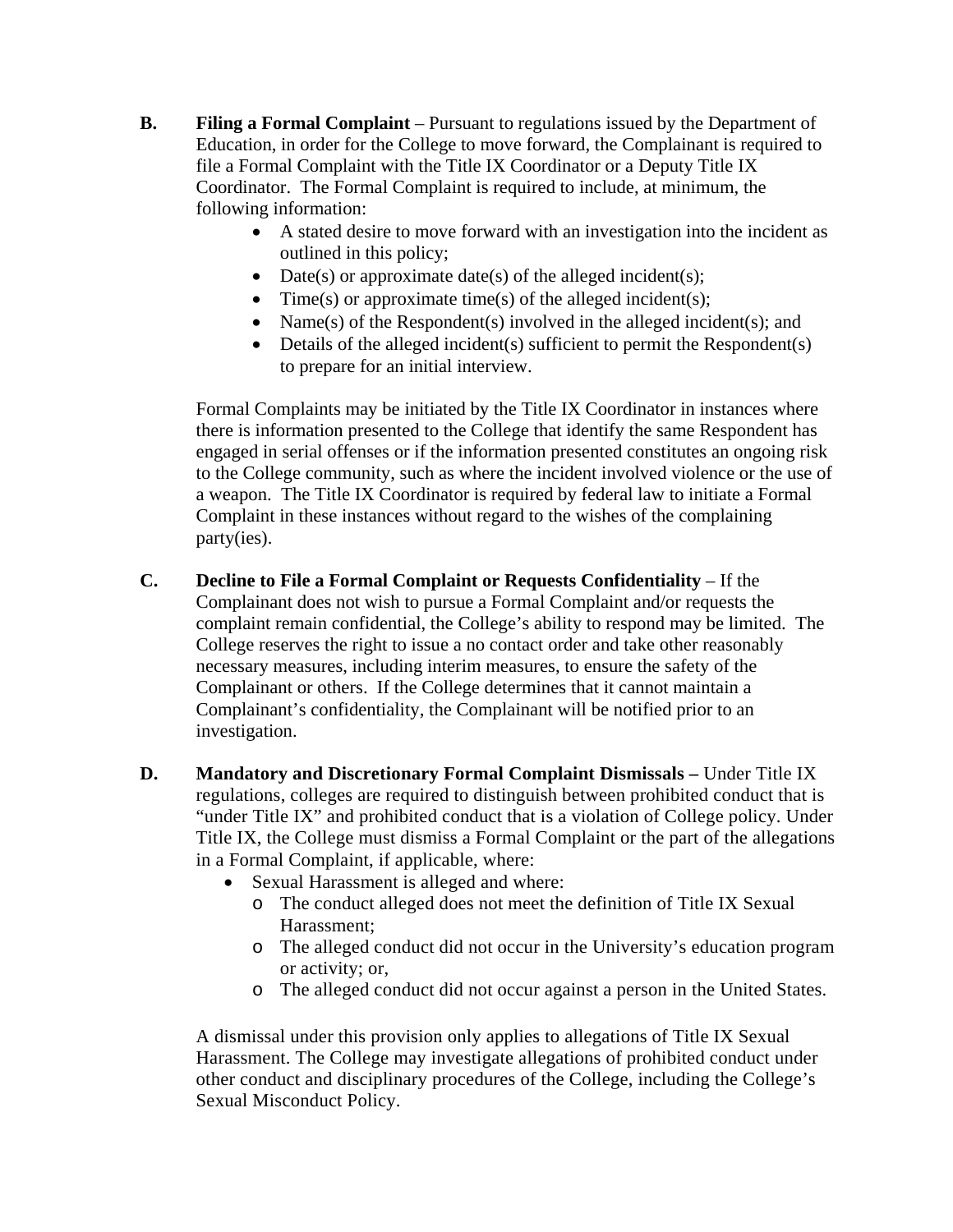**B. Filing a Formal Complaint** – Pursuant to regulations issued by the Department of Education, in order for the College to move forward, the Complainant is required to file a Formal Complaint with the Title IX Coordinator or a Deputy Title IX Coordinator. The Formal Complaint is required to include, at minimum, the following information:

- A stated desire to move forward with an investigation into the incident as outlined in this policy;
- Date(s) or approximate date(s) of the alleged incident(s);
- Time(s) or approximate time(s) of the alleged incident(s);
- Name(s) of the Respondent(s) involved in the alleged incident(s); and
- Details of the alleged incident(s) sufficient to permit the Respondent(s) to prepare for an initial interview.

Formal Complaints may be initiated by the Title IX Coordinator in instances where there is information presented to the College that identify the same Respondent has engaged in serial offenses or if the information presented constitutes an ongoing risk to the College community, such as where the incident involved violence or the use of a weapon. The Title IX Coordinator is required by federal law to initiate a Formal Complaint in these instances without regard to the wishes of the complaining party(ies).

**C. Decline to File a Formal Complaint or Requests Confidentiality** – If the Complainant does not wish to pursue a Formal Complaint and/or requests the complaint remain confidential, the College's ability to respond may be limited. The College reserves the right to issue a no contact order and take other reasonably necessary measures, including interim measures, to ensure the safety of the Complainant or others. If the College determines that it cannot maintain a Complainant's confidentiality, the Complainant will be notified prior to an investigation.

**D. Mandatory and Discretionary Formal Complaint Dismissals –** Under Title IX regulations, colleges are required to distinguish between prohibited conduct that is "under Title IX" and prohibited conduct that is a violation of College policy. Under Title IX, the College must dismiss a Formal Complaint or the part of the allegations in a Formal Complaint, if applicable, where:

- Sexual Harassment is alleged and where:
  - The conduct alleged does not meet the definition of Title IX Sexual Harassment;
  - The alleged conduct did not occur in the University's education program or activity; or,
  - The alleged conduct did not occur against a person in the United States.

A dismissal under this provision only applies to allegations of Title IX Sexual Harassment. The College may investigate allegations of prohibited conduct under other conduct and disciplinary procedures of the College, including the College's Sexual Misconduct Policy.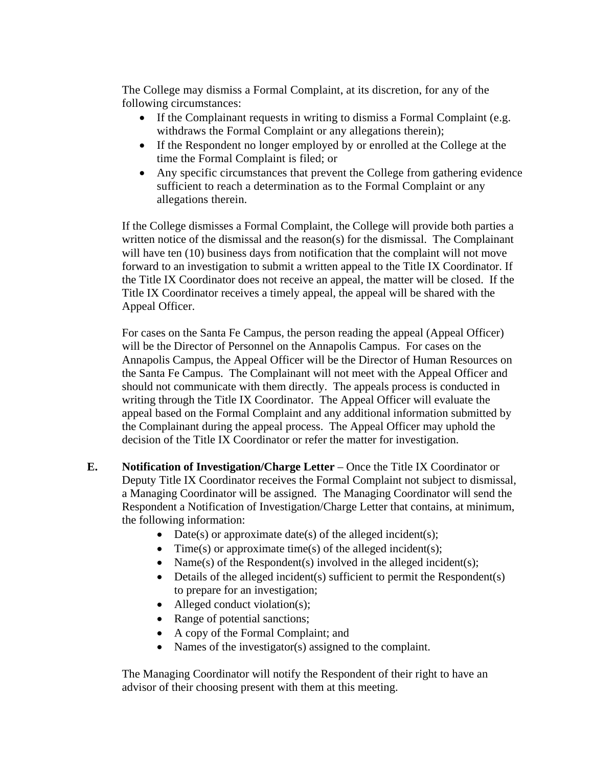The College may dismiss a Formal Complaint, at its discretion, for any of the following circumstances:

- If the Complainant requests in writing to dismiss a Formal Complaint (e.g. withdraws the Formal Complaint or any allegations therein);
- If the Respondent no longer employed by or enrolled at the College at the time the Formal Complaint is filed; or
- Any specific circumstances that prevent the College from gathering evidence sufficient to reach a determination as to the Formal Complaint or any allegations therein.

If the College dismisses a Formal Complaint, the College will provide both parties a written notice of the dismissal and the reason(s) for the dismissal. The Complainant will have ten (10) business days from notification that the complaint will not move forward to an investigation to submit a written appeal to the Title IX Coordinator. If the Title IX Coordinator does not receive an appeal, the matter will be closed. If the Title IX Coordinator receives a timely appeal, the appeal will be shared with the Appeal Officer.

For cases on the Santa Fe Campus, the person reading the appeal (Appeal Officer) will be the Director of Personnel on the Annapolis Campus. For cases on the Annapolis Campus, the Appeal Officer will be the Director of Human Resources on the Santa Fe Campus. The Complainant will not meet with the Appeal Officer and should not communicate with them directly. The appeals process is conducted in writing through the Title IX Coordinator. The Appeal Officer will evaluate the appeal based on the Formal Complaint and any additional information submitted by the Complainant during the appeal process. The Appeal Officer may uphold the decision of the Title IX Coordinator or refer the matter for investigation.

**E. Notification of Investigation/Charge Letter** – Once the Title IX Coordinator or Deputy Title IX Coordinator receives the Formal Complaint not subject to dismissal, a Managing Coordinator will be assigned. The Managing Coordinator will send the Respondent a Notification of Investigation/Charge Letter that contains, at minimum, the following information:

- Date(s) or approximate date(s) of the alleged incident(s);
- Time(s) or approximate time(s) of the alleged incident(s);
- Name(s) of the Respondent(s) involved in the alleged incident(s);
- Details of the alleged incident(s) sufficient to permit the Respondent(s) to prepare for an investigation;
- Alleged conduct violation(s);
- Range of potential sanctions;
- A copy of the Formal Complaint; and
- Names of the investigator(s) assigned to the complaint.

The Managing Coordinator will notify the Respondent of their right to have an advisor of their choosing present with them at this meeting.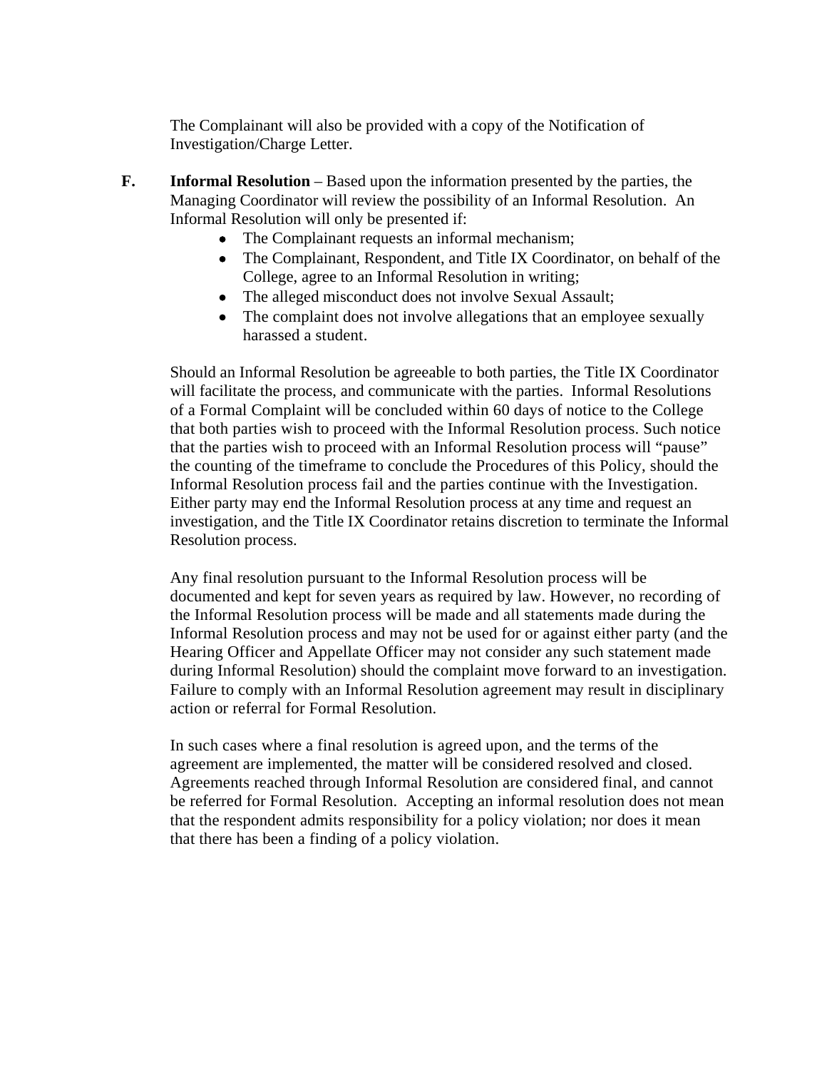The Complainant will also be provided with a copy of the Notification of Investigation/Charge Letter.

**F. Informal Resolution** – Based upon the information presented by the parties, the Managing Coordinator will review the possibility of an Informal Resolution. An Informal Resolution will only be presented if:

- The Complainant requests an informal mechanism;
- The Complainant, Respondent, and Title IX Coordinator, on behalf of the College, agree to an Informal Resolution in writing;
- The alleged misconduct does not involve Sexual Assault;
- The complaint does not involve allegations that an employee sexually harassed a student.

Should an Informal Resolution be agreeable to both parties, the Title IX Coordinator will facilitate the process, and communicate with the parties. Informal Resolutions of a Formal Complaint will be concluded within 60 days of notice to the College that both parties wish to proceed with the Informal Resolution process. Such notice that the parties wish to proceed with an Informal Resolution process will "pause" the counting of the timeframe to conclude the Procedures of this Policy, should the Informal Resolution process fail and the parties continue with the Investigation. Either party may end the Informal Resolution process at any time and request an investigation, and the Title IX Coordinator retains discretion to terminate the Informal Resolution process.

Any final resolution pursuant to the Informal Resolution process will be documented and kept for seven years as required by law. However, no recording of the Informal Resolution process will be made and all statements made during the Informal Resolution process and may not be used for or against either party (and the Hearing Officer and Appellate Officer may not consider any such statement made during Informal Resolution) should the complaint move forward to an investigation. Failure to comply with an Informal Resolution agreement may result in disciplinary action or referral for Formal Resolution.

In such cases where a final resolution is agreed upon, and the terms of the agreement are implemented, the matter will be considered resolved and closed. Agreements reached through Informal Resolution are considered final, and cannot be referred for Formal Resolution. Accepting an informal resolution does not mean that the respondent admits responsibility for a policy violation; nor does it mean that there has been a finding of a policy violation.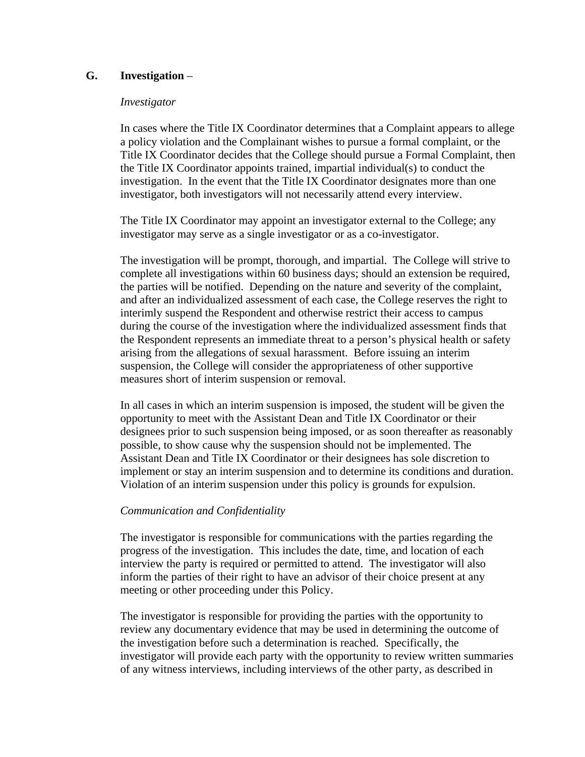### G. Investigation –

*Investigator*

In cases where the Title IX Coordinator determines that a Complaint appears to allege a policy violation and the Complainant wishes to pursue a formal complaint, or the Title IX Coordinator decides that the College should pursue a Formal Complaint, then the Title IX Coordinator appoints trained, impartial individual(s) to conduct the investigation. In the event that the Title IX Coordinator designates more than one investigator, both investigators will not necessarily attend every interview.

The Title IX Coordinator may appoint an investigator external to the College; any investigator may serve as a single investigator or as a co-investigator.

The investigation will be prompt, thorough, and impartial. The College will strive to complete all investigations within 60 business days; should an extension be required, the parties will be notified. Depending on the nature and severity of the complaint, and after an individualized assessment of each case, the College reserves the right to interimly suspend the Respondent and otherwise restrict their access to campus during the course of the investigation where the individualized assessment finds that the Respondent represents an immediate threat to a person's physical health or safety arising from the allegations of sexual harassment. Before issuing an interim suspension, the College will consider the appropriateness of other supportive measures short of interim suspension or removal.

In all cases in which an interim suspension is imposed, the student will be given the opportunity to meet with the Assistant Dean and Title IX Coordinator or their designees prior to such suspension being imposed, or as soon thereafter as reasonably possible, to show cause why the suspension should not be implemented. The Assistant Dean and Title IX Coordinator or their designees has sole discretion to implement or stay an interim suspension and to determine its conditions and duration. Violation of an interim suspension under this policy is grounds for expulsion.

*Communication and Confidentiality*

The investigator is responsible for communications with the parties regarding the progress of the investigation. This includes the date, time, and location of each interview the party is required or permitted to attend. The investigator will also inform the parties of their right to have an advisor of their choice present at any meeting or other proceeding under this Policy.

The investigator is responsible for providing the parties with the opportunity to review any documentary evidence that may be used in determining the outcome of the investigation before such a determination is reached. Specifically, the investigator will provide each party with the opportunity to review written summaries of any witness interviews, including interviews of the other party, as described in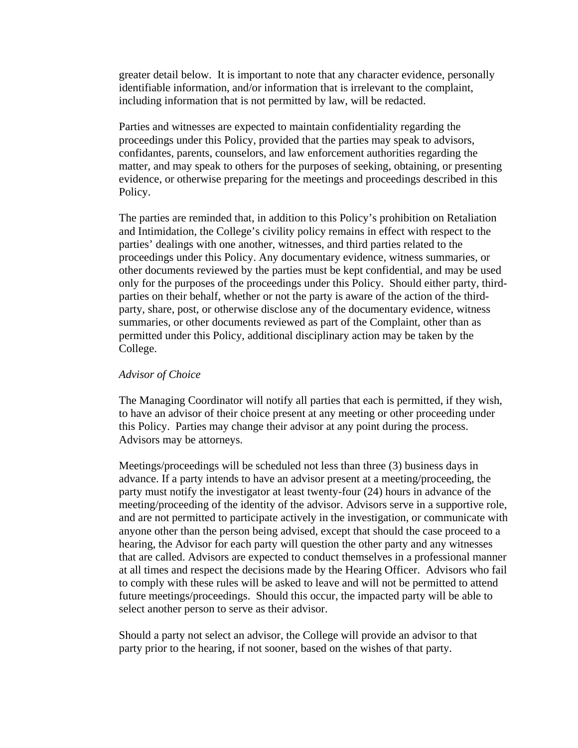greater detail below. It is important to note that any character evidence, personally identifiable information, and/or information that is irrelevant to the complaint, including information that is not permitted by law, will be redacted.

Parties and witnesses are expected to maintain confidentiality regarding the proceedings under this Policy, provided that the parties may speak to advisors, confidantes, parents, counselors, and law enforcement authorities regarding the matter, and may speak to others for the purposes of seeking, obtaining, or presenting evidence, or otherwise preparing for the meetings and proceedings described in this Policy.

The parties are reminded that, in addition to this Policy's prohibition on Retaliation and Intimidation, the College's civility policy remains in effect with respect to the parties' dealings with one another, witnesses, and third parties related to the proceedings under this Policy. Any documentary evidence, witness summaries, or other documents reviewed by the parties must be kept confidential, and may be used only for the purposes of the proceedings under this Policy. Should either party, third-parties on their behalf, whether or not the party is aware of the action of the third-party, share, post, or otherwise disclose any of the documentary evidence, witness summaries, or other documents reviewed as part of the Complaint, other than as permitted under this Policy, additional disciplinary action may be taken by the College.

*Advisor of Choice*

The Managing Coordinator will notify all parties that each is permitted, if they wish, to have an advisor of their choice present at any meeting or other proceeding under this Policy. Parties may change their advisor at any point during the process. Advisors may be attorneys.

Meetings/proceedings will be scheduled not less than three (3) business days in advance. If a party intends to have an advisor present at a meeting/proceeding, the party must notify the investigator at least twenty-four (24) hours in advance of the meeting/proceeding of the identity of the advisor. Advisors serve in a supportive role, and are not permitted to participate actively in the investigation, or communicate with anyone other than the person being advised, except that should the case proceed to a hearing, the Advisor for each party will question the other party and any witnesses that are called. Advisors are expected to conduct themselves in a professional manner at all times and respect the decisions made by the Hearing Officer. Advisors who fail to comply with these rules will be asked to leave and will not be permitted to attend future meetings/proceedings. Should this occur, the impacted party will be able to select another person to serve as their advisor.

Should a party not select an advisor, the College will provide an advisor to that party prior to the hearing, if not sooner, based on the wishes of that party.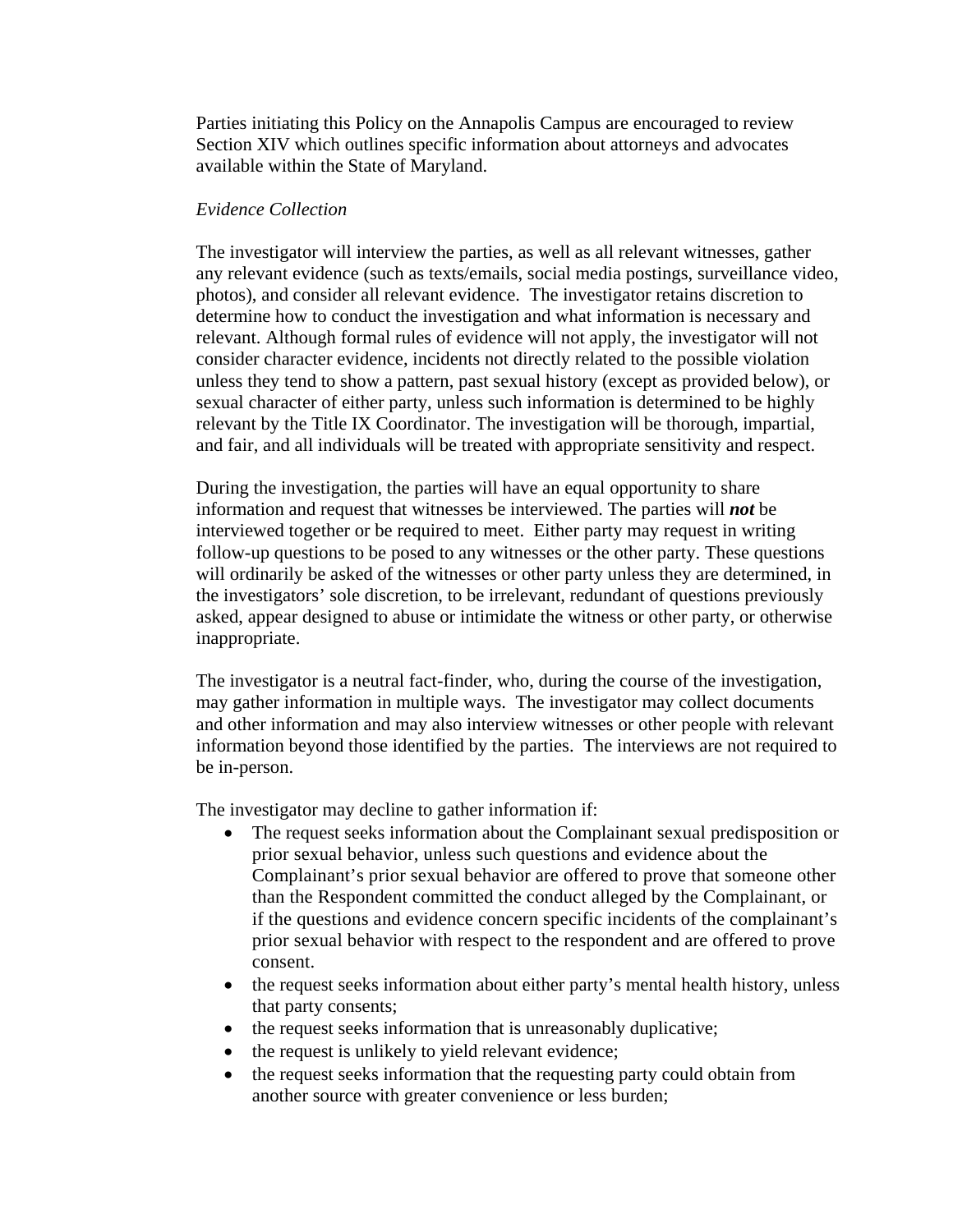Parties initiating this Policy on the Annapolis Campus are encouraged to review Section XIV which outlines specific information about attorneys and advocates available within the State of Maryland.

*Evidence Collection*

The investigator will interview the parties, as well as all relevant witnesses, gather any relevant evidence (such as texts/emails, social media postings, surveillance video, photos), and consider all relevant evidence. The investigator retains discretion to determine how to conduct the investigation and what information is necessary and relevant. Although formal rules of evidence will not apply, the investigator will not consider character evidence, incidents not directly related to the possible violation unless they tend to show a pattern, past sexual history (except as provided below), or sexual character of either party, unless such information is determined to be highly relevant by the Title IX Coordinator. The investigation will be thorough, impartial, and fair, and all individuals will be treated with appropriate sensitivity and respect.

During the investigation, the parties will have an equal opportunity to share information and request that witnesses be interviewed. The parties will ***not*** be interviewed together or be required to meet. Either party may request in writing follow-up questions to be posed to any witnesses or the other party. These questions will ordinarily be asked of the witnesses or other party unless they are determined, in the investigators' sole discretion, to be irrelevant, redundant of questions previously asked, appear designed to abuse or intimidate the witness or other party, or otherwise inappropriate.

The investigator is a neutral fact-finder, who, during the course of the investigation, may gather information in multiple ways. The investigator may collect documents and other information and may also interview witnesses or other people with relevant information beyond those identified by the parties. The interviews are not required to be in-person.

The investigator may decline to gather information if:

- The request seeks information about the Complainant sexual predisposition or prior sexual behavior, unless such questions and evidence about the Complainant's prior sexual behavior are offered to prove that someone other than the Respondent committed the conduct alleged by the Complainant, or if the questions and evidence concern specific incidents of the complainant's prior sexual behavior with respect to the respondent and are offered to prove consent.
- the request seeks information about either party's mental health history, unless that party consents;
- the request seeks information that is unreasonably duplicative;
- the request is unlikely to yield relevant evidence;
- the request seeks information that the requesting party could obtain from another source with greater convenience or less burden;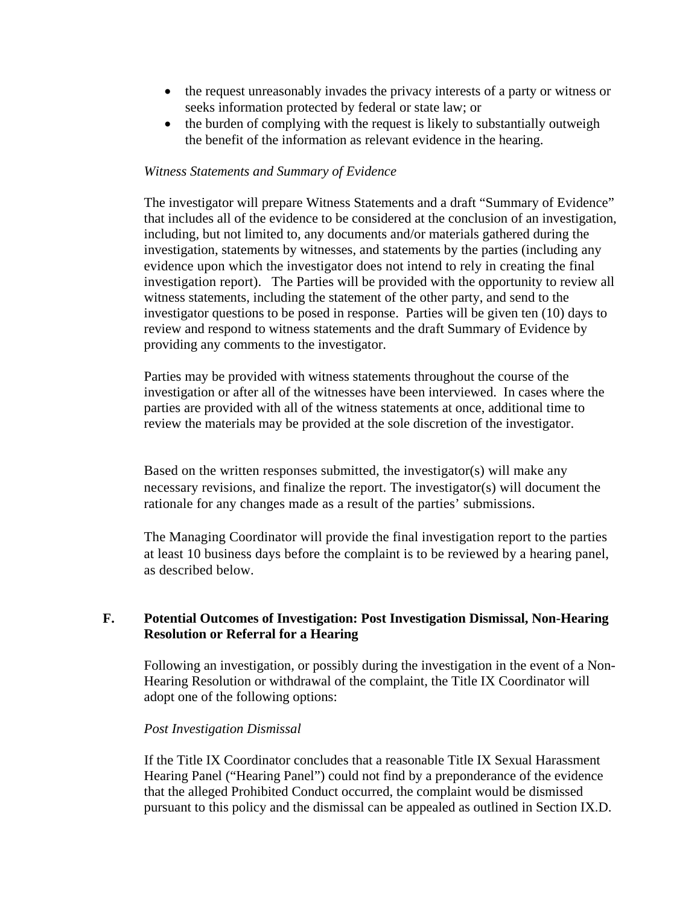- the request unreasonably invades the privacy interests of a party or witness or seeks information protected by federal or state law; or
- the burden of complying with the request is likely to substantially outweigh the benefit of the information as relevant evidence in the hearing.

*Witness Statements and Summary of Evidence*

The investigator will prepare Witness Statements and a draft "Summary of Evidence" that includes all of the evidence to be considered at the conclusion of an investigation, including, but not limited to, any documents and/or materials gathered during the investigation, statements by witnesses, and statements by the parties (including any evidence upon which the investigator does not intend to rely in creating the final investigation report). The Parties will be provided with the opportunity to review all witness statements, including the statement of the other party, and send to the investigator questions to be posed in response. Parties will be given ten (10) days to review and respond to witness statements and the draft Summary of Evidence by providing any comments to the investigator.

Parties may be provided with witness statements throughout the course of the investigation or after all of the witnesses have been interviewed. In cases where the parties are provided with all of the witness statements at once, additional time to review the materials may be provided at the sole discretion of the investigator.

Based on the written responses submitted, the investigator(s) will make any necessary revisions, and finalize the report. The investigator(s) will document the rationale for any changes made as a result of the parties' submissions.

The Managing Coordinator will provide the final investigation report to the parties at least 10 business days before the complaint is to be reviewed by a hearing panel, as described below.

### F. Potential Outcomes of Investigation: Post Investigation Dismissal, Non-Hearing Resolution or Referral for a Hearing

Following an investigation, or possibly during the investigation in the event of a Non-Hearing Resolution or withdrawal of the complaint, the Title IX Coordinator will adopt one of the following options:

*Post Investigation Dismissal*

If the Title IX Coordinator concludes that a reasonable Title IX Sexual Harassment Hearing Panel ("Hearing Panel") could not find by a preponderance of the evidence that the alleged Prohibited Conduct occurred, the complaint would be dismissed pursuant to this policy and the dismissal can be appealed as outlined in Section IX.D.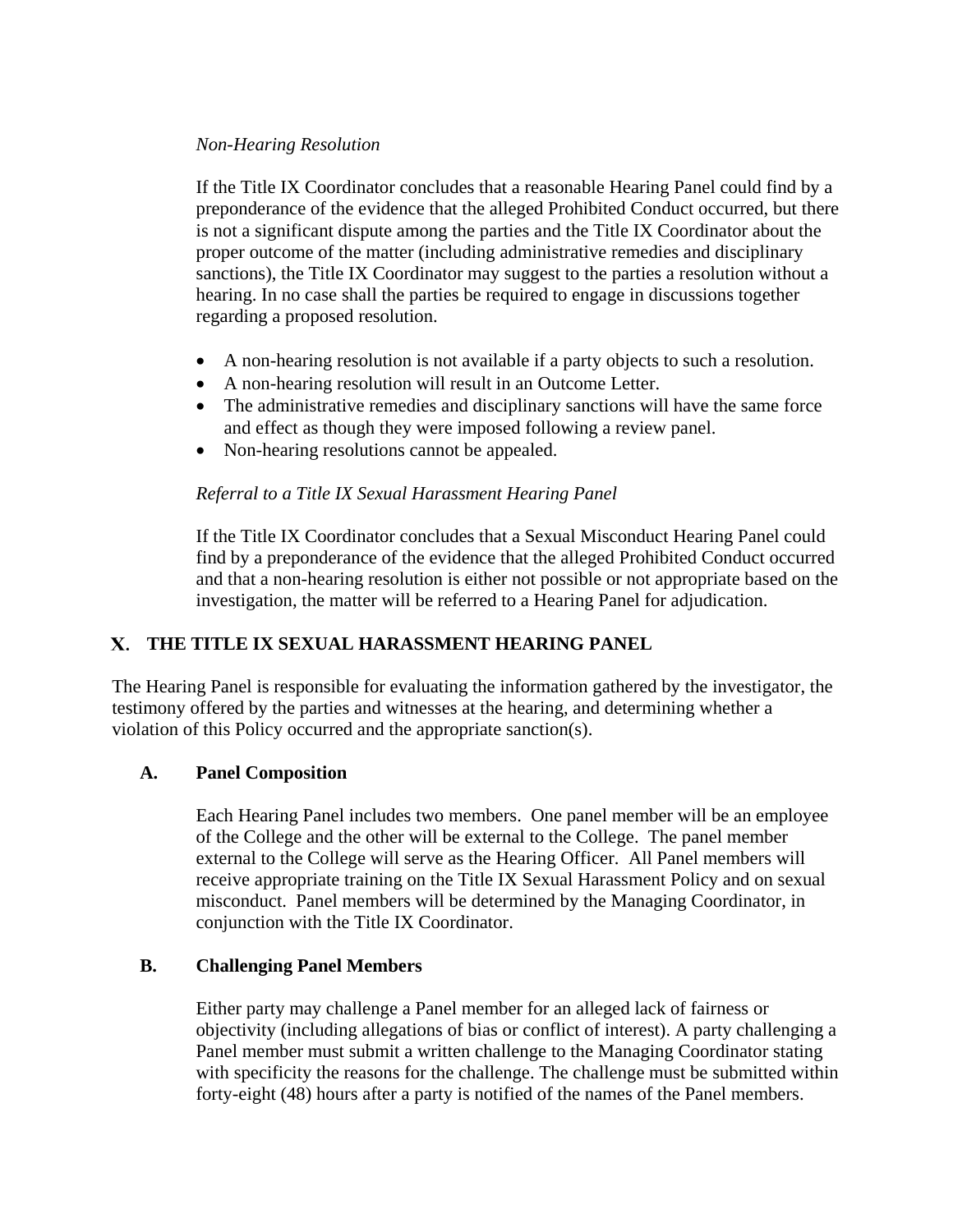*Non-Hearing Resolution*

If the Title IX Coordinator concludes that a reasonable Hearing Panel could find by a preponderance of the evidence that the alleged Prohibited Conduct occurred, but there is not a significant dispute among the parties and the Title IX Coordinator about the proper outcome of the matter (including administrative remedies and disciplinary sanctions), the Title IX Coordinator may suggest to the parties a resolution without a hearing. In no case shall the parties be required to engage in discussions together regarding a proposed resolution.

- A non-hearing resolution is not available if a party objects to such a resolution.
- A non-hearing resolution will result in an Outcome Letter.
- The administrative remedies and disciplinary sanctions will have the same force and effect as though they were imposed following a review panel.
- Non-hearing resolutions cannot be appealed.

*Referral to a Title IX Sexual Harassment Hearing Panel*

If the Title IX Coordinator concludes that a Sexual Misconduct Hearing Panel could find by a preponderance of the evidence that the alleged Prohibited Conduct occurred and that a non-hearing resolution is either not possible or not appropriate based on the investigation, the matter will be referred to a Hearing Panel for adjudication.

## X. THE TITLE IX SEXUAL HARASSMENT HEARING PANEL

The Hearing Panel is responsible for evaluating the information gathered by the investigator, the testimony offered by the parties and witnesses at the hearing, and determining whether a violation of this Policy occurred and the appropriate sanction(s).

### A. Panel Composition

Each Hearing Panel includes two members. One panel member will be an employee of the College and the other will be external to the College. The panel member external to the College will serve as the Hearing Officer. All Panel members will receive appropriate training on the Title IX Sexual Harassment Policy and on sexual misconduct. Panel members will be determined by the Managing Coordinator, in conjunction with the Title IX Coordinator.

### B. Challenging Panel Members

Either party may challenge a Panel member for an alleged lack of fairness or objectivity (including allegations of bias or conflict of interest). A party challenging a Panel member must submit a written challenge to the Managing Coordinator stating with specificity the reasons for the challenge. The challenge must be submitted within forty-eight (48) hours after a party is notified of the names of the Panel members.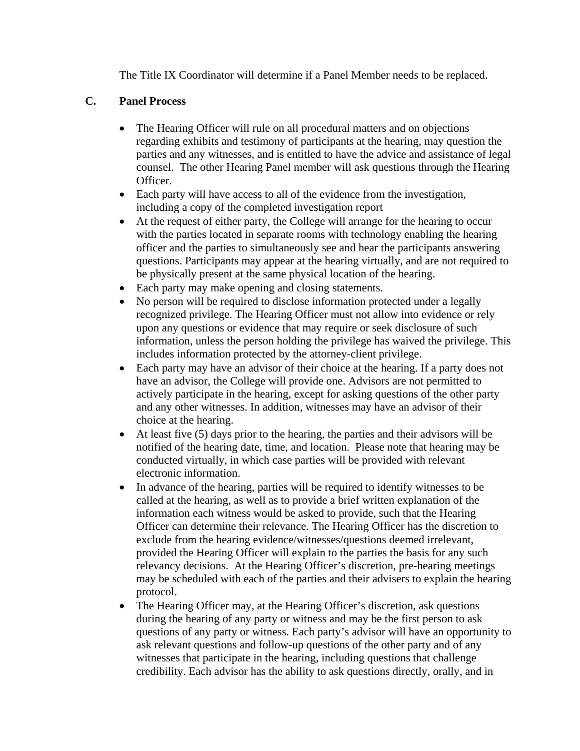The Title IX Coordinator will determine if a Panel Member needs to be replaced.

### C. Panel Process

- The Hearing Officer will rule on all procedural matters and on objections regarding exhibits and testimony of participants at the hearing, may question the parties and any witnesses, and is entitled to have the advice and assistance of legal counsel. The other Hearing Panel member will ask questions through the Hearing Officer.
- Each party will have access to all of the evidence from the investigation, including a copy of the completed investigation report
- At the request of either party, the College will arrange for the hearing to occur with the parties located in separate rooms with technology enabling the hearing officer and the parties to simultaneously see and hear the participants answering questions. Participants may appear at the hearing virtually, and are not required to be physically present at the same physical location of the hearing.
- Each party may make opening and closing statements.
- No person will be required to disclose information protected under a legally recognized privilege. The Hearing Officer must not allow into evidence or rely upon any questions or evidence that may require or seek disclosure of such information, unless the person holding the privilege has waived the privilege. This includes information protected by the attorney-client privilege.
- Each party may have an advisor of their choice at the hearing. If a party does not have an advisor, the College will provide one. Advisors are not permitted to actively participate in the hearing, except for asking questions of the other party and any other witnesses. In addition, witnesses may have an advisor of their choice at the hearing.
- At least five (5) days prior to the hearing, the parties and their advisors will be notified of the hearing date, time, and location. Please note that hearing may be conducted virtually, in which case parties will be provided with relevant electronic information.
- In advance of the hearing, parties will be required to identify witnesses to be called at the hearing, as well as to provide a brief written explanation of the information each witness would be asked to provide, such that the Hearing Officer can determine their relevance. The Hearing Officer has the discretion to exclude from the hearing evidence/witnesses/questions deemed irrelevant, provided the Hearing Officer will explain to the parties the basis for any such relevancy decisions. At the Hearing Officer's discretion, pre-hearing meetings may be scheduled with each of the parties and their advisers to explain the hearing protocol.
- The Hearing Officer may, at the Hearing Officer's discretion, ask questions during the hearing of any party or witness and may be the first person to ask questions of any party or witness. Each party's advisor will have an opportunity to ask relevant questions and follow-up questions of the other party and of any witnesses that participate in the hearing, including questions that challenge credibility. Each advisor has the ability to ask questions directly, orally, and in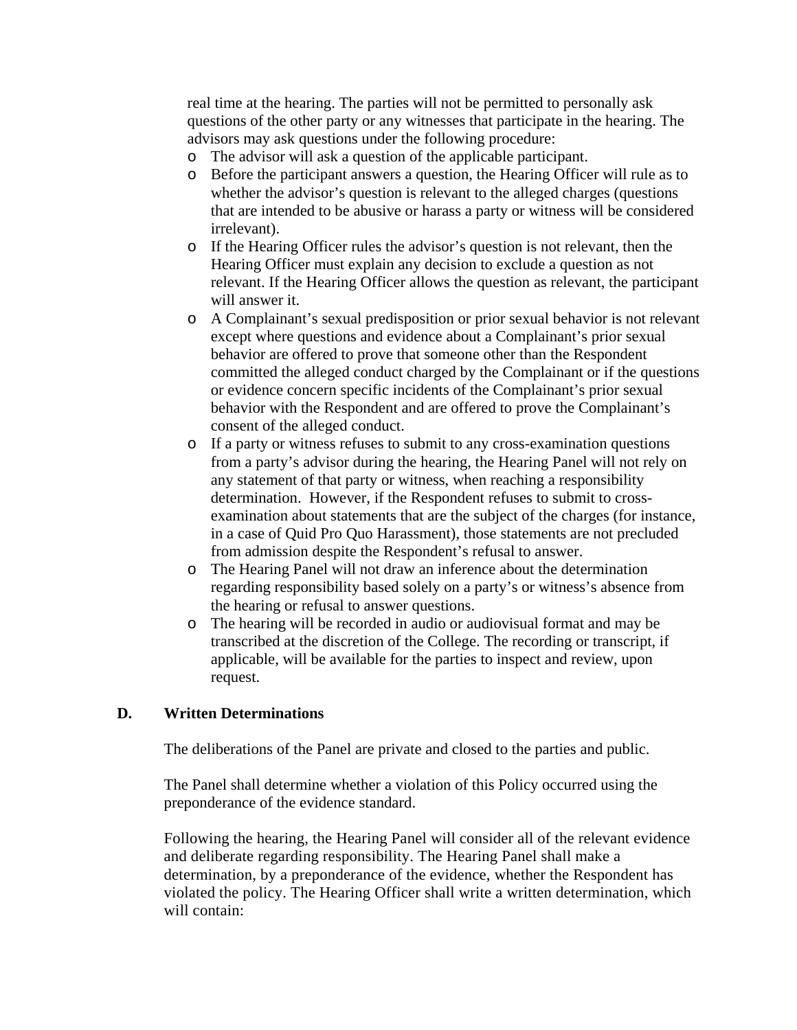real time at the hearing. The parties will not be permitted to personally ask questions of the other party or any witnesses that participate in the hearing. The advisors may ask questions under the following procedure:

- The advisor will ask a question of the applicable participant.
- Before the participant answers a question, the Hearing Officer will rule as to whether the advisor's question is relevant to the alleged charges (questions that are intended to be abusive or harass a party or witness will be considered irrelevant).
- If the Hearing Officer rules the advisor's question is not relevant, then the Hearing Officer must explain any decision to exclude a question as not relevant. If the Hearing Officer allows the question as relevant, the participant will answer it.
- A Complainant's sexual predisposition or prior sexual behavior is not relevant except where questions and evidence about a Complainant's prior sexual behavior are offered to prove that someone other than the Respondent committed the alleged conduct charged by the Complainant or if the questions or evidence concern specific incidents of the Complainant's prior sexual behavior with the Respondent and are offered to prove the Complainant's consent of the alleged conduct.
- If a party or witness refuses to submit to any cross-examination questions from a party's advisor during the hearing, the Hearing Panel will not rely on any statement of that party or witness, when reaching a responsibility determination. However, if the Respondent refuses to submit to cross-examination about statements that are the subject of the charges (for instance, in a case of Quid Pro Quo Harassment), those statements are not precluded from admission despite the Respondent's refusal to answer.
- The Hearing Panel will not draw an inference about the determination regarding responsibility based solely on a party's or witness's absence from the hearing or refusal to answer questions.
- The hearing will be recorded in audio or audiovisual format and may be transcribed at the discretion of the College. The recording or transcript, if applicable, will be available for the parties to inspect and review, upon request.

### D. Written Determinations

The deliberations of the Panel are private and closed to the parties and public.

The Panel shall determine whether a violation of this Policy occurred using the preponderance of the evidence standard.

Following the hearing, the Hearing Panel will consider all of the relevant evidence and deliberate regarding responsibility. The Hearing Panel shall make a determination, by a preponderance of the evidence, whether the Respondent has violated the policy. The Hearing Officer shall write a written determination, which will contain: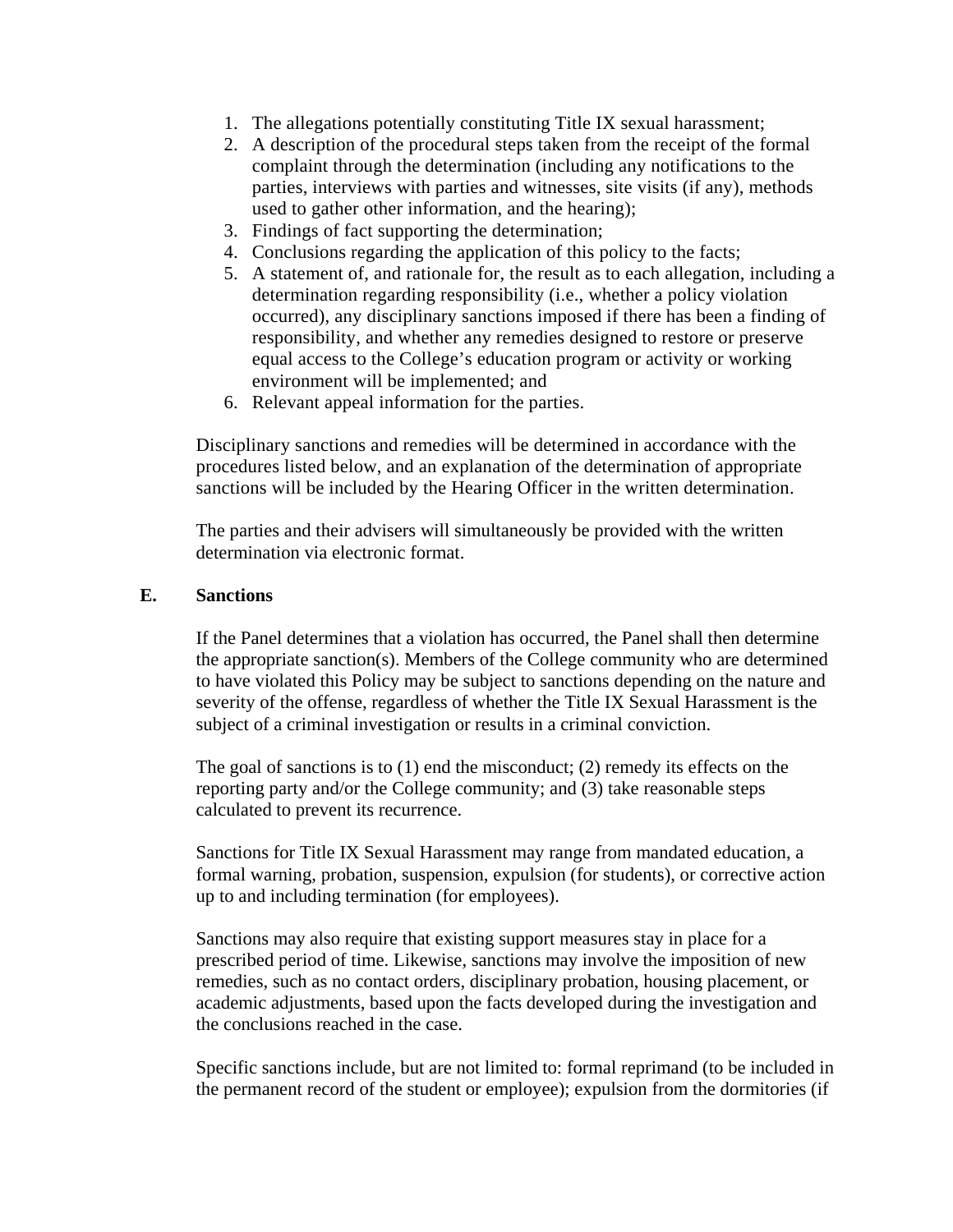1. The allegations potentially constituting Title IX sexual harassment;
2. A description of the procedural steps taken from the receipt of the formal complaint through the determination (including any notifications to the parties, interviews with parties and witnesses, site visits (if any), methods used to gather other information, and the hearing);
3. Findings of fact supporting the determination;
4. Conclusions regarding the application of this policy to the facts;
5. A statement of, and rationale for, the result as to each allegation, including a determination regarding responsibility (i.e., whether a policy violation occurred), any disciplinary sanctions imposed if there has been a finding of responsibility, and whether any remedies designed to restore or preserve equal access to the College's education program or activity or working environment will be implemented; and
6. Relevant appeal information for the parties.

Disciplinary sanctions and remedies will be determined in accordance with the procedures listed below, and an explanation of the determination of appropriate sanctions will be included by the Hearing Officer in the written determination.

The parties and their advisers will simultaneously be provided with the written determination via electronic format.

### E. Sanctions

If the Panel determines that a violation has occurred, the Panel shall then determine the appropriate sanction(s). Members of the College community who are determined to have violated this Policy may be subject to sanctions depending on the nature and severity of the offense, regardless of whether the Title IX Sexual Harassment is the subject of a criminal investigation or results in a criminal conviction.

The goal of sanctions is to (1) end the misconduct; (2) remedy its effects on the reporting party and/or the College community; and (3) take reasonable steps calculated to prevent its recurrence.

Sanctions for Title IX Sexual Harassment may range from mandated education, a formal warning, probation, suspension, expulsion (for students), or corrective action up to and including termination (for employees).

Sanctions may also require that existing support measures stay in place for a prescribed period of time. Likewise, sanctions may involve the imposition of new remedies, such as no contact orders, disciplinary probation, housing placement, or academic adjustments, based upon the facts developed during the investigation and the conclusions reached in the case.

Specific sanctions include, but are not limited to: formal reprimand (to be included in the permanent record of the student or employee); expulsion from the dormitories (if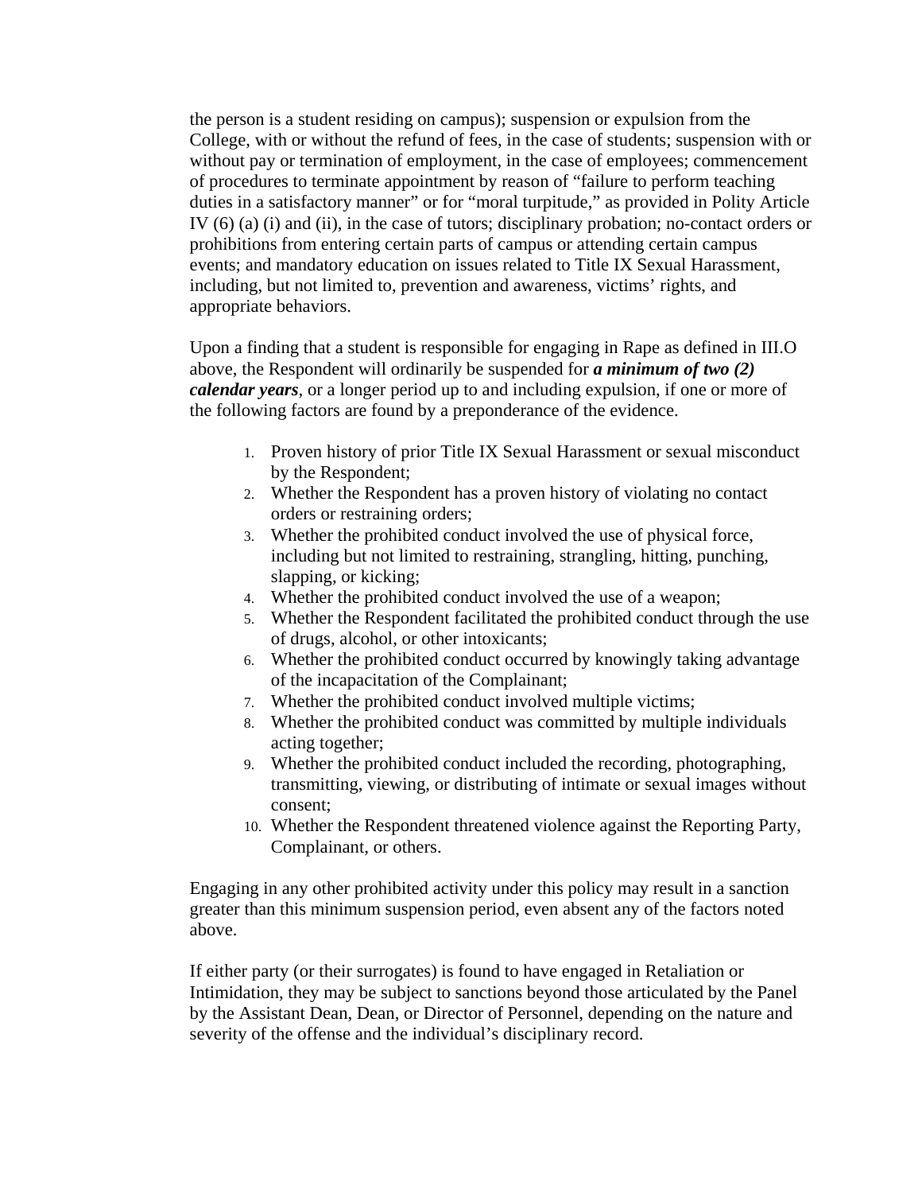the person is a student residing on campus); suspension or expulsion from the College, with or without the refund of fees, in the case of students; suspension with or without pay or termination of employment, in the case of employees; commencement of procedures to terminate appointment by reason of "failure to perform teaching duties in a satisfactory manner" or for "moral turpitude," as provided in Polity Article IV (6) (a) (i) and (ii), in the case of tutors; disciplinary probation; no-contact orders or prohibitions from entering certain parts of campus or attending certain campus events; and mandatory education on issues related to Title IX Sexual Harassment, including, but not limited to, prevention and awareness, victims' rights, and appropriate behaviors.

Upon a finding that a student is responsible for engaging in Rape as defined in III.O above, the Respondent will ordinarily be suspended for ***a minimum of two (2) calendar years***, or a longer period up to and including expulsion, if one or more of the following factors are found by a preponderance of the evidence.

1. Proven history of prior Title IX Sexual Harassment or sexual misconduct by the Respondent;
2. Whether the Respondent has a proven history of violating no contact orders or restraining orders;
3. Whether the prohibited conduct involved the use of physical force, including but not limited to restraining, strangling, hitting, punching, slapping, or kicking;
4. Whether the prohibited conduct involved the use of a weapon;
5. Whether the Respondent facilitated the prohibited conduct through the use of drugs, alcohol, or other intoxicants;
6. Whether the prohibited conduct occurred by knowingly taking advantage of the incapacitation of the Complainant;
7. Whether the prohibited conduct involved multiple victims;
8. Whether the prohibited conduct was committed by multiple individuals acting together;
9. Whether the prohibited conduct included the recording, photographing, transmitting, viewing, or distributing of intimate or sexual images without consent;
10. Whether the Respondent threatened violence against the Reporting Party, Complainant, or others.

Engaging in any other prohibited activity under this policy may result in a sanction greater than this minimum suspension period, even absent any of the factors noted above.

If either party (or their surrogates) is found to have engaged in Retaliation or Intimidation, they may be subject to sanctions beyond those articulated by the Panel by the Assistant Dean, Dean, or Director of Personnel, depending on the nature and severity of the offense and the individual's disciplinary record.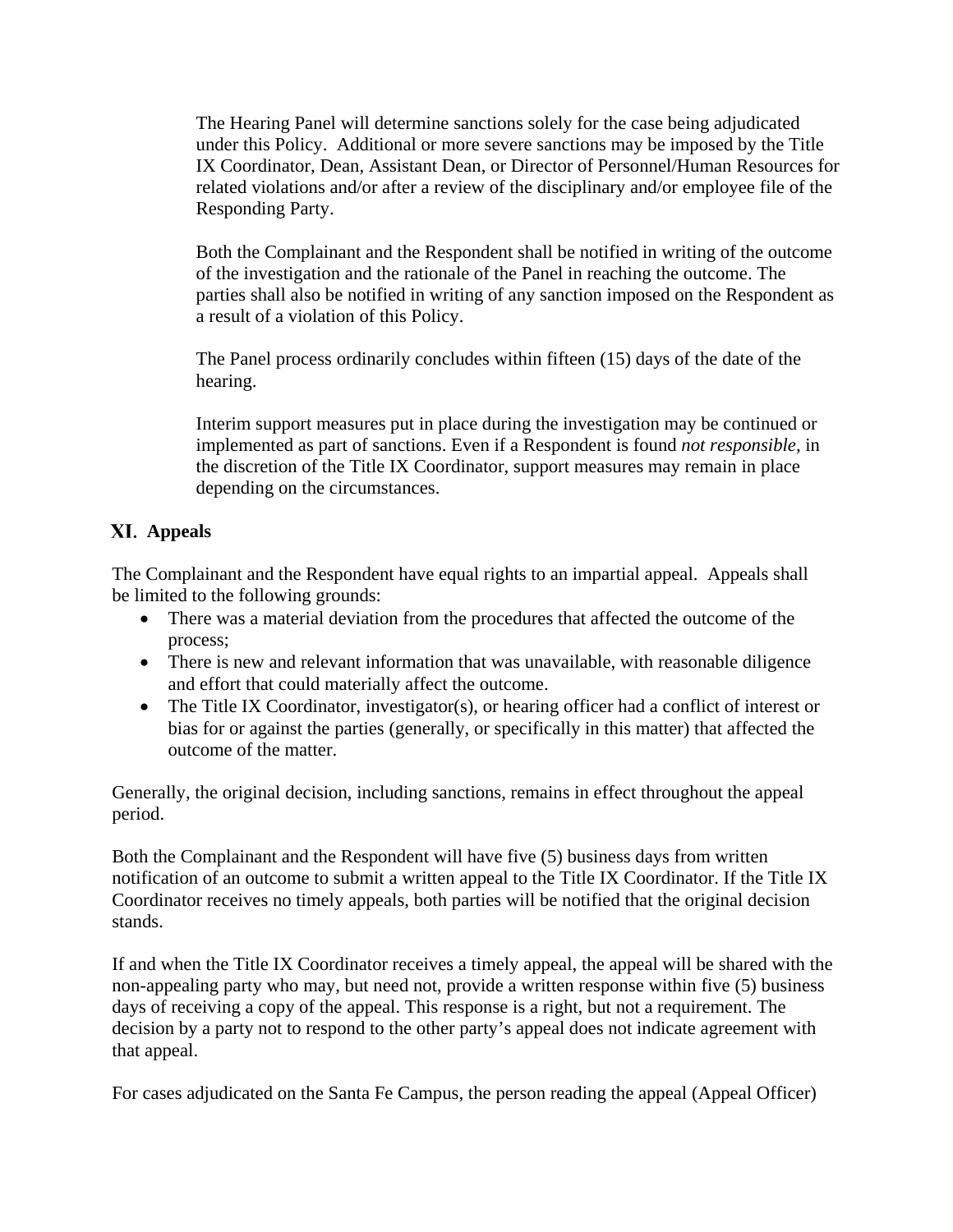The Hearing Panel will determine sanctions solely for the case being adjudicated under this Policy. Additional or more severe sanctions may be imposed by the Title IX Coordinator, Dean, Assistant Dean, or Director of Personnel/Human Resources for related violations and/or after a review of the disciplinary and/or employee file of the Responding Party.

Both the Complainant and the Respondent shall be notified in writing of the outcome of the investigation and the rationale of the Panel in reaching the outcome. The parties shall also be notified in writing of any sanction imposed on the Respondent as a result of a violation of this Policy.

The Panel process ordinarily concludes within fifteen (15) days of the date of the hearing.

Interim support measures put in place during the investigation may be continued or implemented as part of sanctions. Even if a Respondent is found *not responsible*, in the discretion of the Title IX Coordinator, support measures may remain in place depending on the circumstances.

## XI. Appeals

The Complainant and the Respondent have equal rights to an impartial appeal. Appeals shall be limited to the following grounds:

- There was a material deviation from the procedures that affected the outcome of the process;
- There is new and relevant information that was unavailable, with reasonable diligence and effort that could materially affect the outcome.
- The Title IX Coordinator, investigator(s), or hearing officer had a conflict of interest or bias for or against the parties (generally, or specifically in this matter) that affected the outcome of the matter.

Generally, the original decision, including sanctions, remains in effect throughout the appeal period.

Both the Complainant and the Respondent will have five (5) business days from written notification of an outcome to submit a written appeal to the Title IX Coordinator. If the Title IX Coordinator receives no timely appeals, both parties will be notified that the original decision stands.

If and when the Title IX Coordinator receives a timely appeal, the appeal will be shared with the non-appealing party who may, but need not, provide a written response within five (5) business days of receiving a copy of the appeal. This response is a right, but not a requirement. The decision by a party not to respond to the other party's appeal does not indicate agreement with that appeal.

For cases adjudicated on the Santa Fe Campus, the person reading the appeal (Appeal Officer)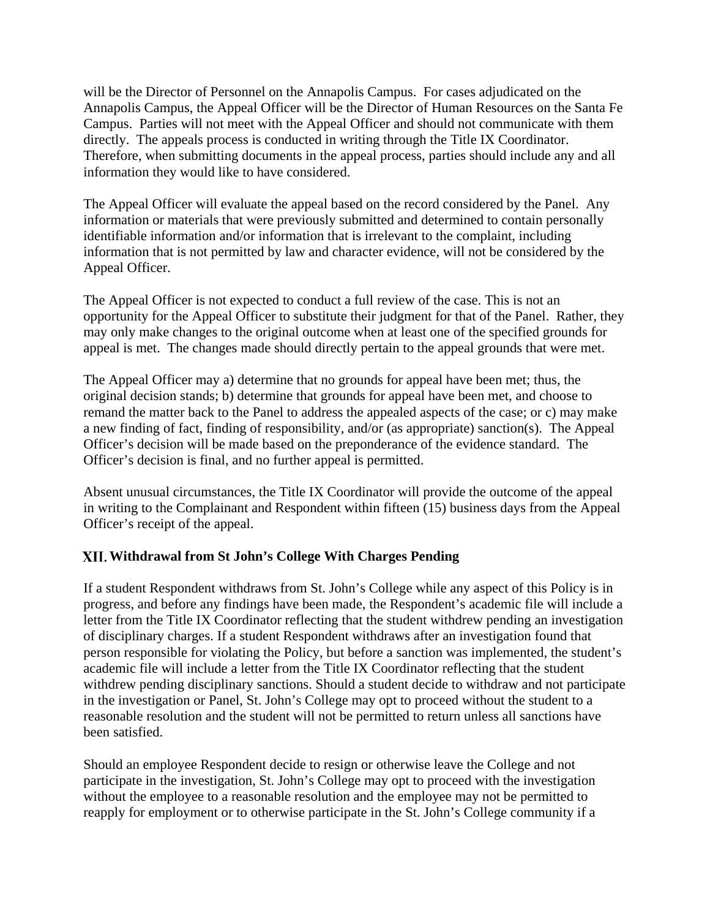will be the Director of Personnel on the Annapolis Campus. For cases adjudicated on the Annapolis Campus, the Appeal Officer will be the Director of Human Resources on the Santa Fe Campus. Parties will not meet with the Appeal Officer and should not communicate with them directly. The appeals process is conducted in writing through the Title IX Coordinator. Therefore, when submitting documents in the appeal process, parties should include any and all information they would like to have considered.

The Appeal Officer will evaluate the appeal based on the record considered by the Panel. Any information or materials that were previously submitted and determined to contain personally identifiable information and/or information that is irrelevant to the complaint, including information that is not permitted by law and character evidence, will not be considered by the Appeal Officer.

The Appeal Officer is not expected to conduct a full review of the case. This is not an opportunity for the Appeal Officer to substitute their judgment for that of the Panel. Rather, they may only make changes to the original outcome when at least one of the specified grounds for appeal is met. The changes made should directly pertain to the appeal grounds that were met.

The Appeal Officer may a) determine that no grounds for appeal have been met; thus, the original decision stands; b) determine that grounds for appeal have been met, and choose to remand the matter back to the Panel to address the appealed aspects of the case; or c) may make a new finding of fact, finding of responsibility, and/or (as appropriate) sanction(s). The Appeal Officer's decision will be made based on the preponderance of the evidence standard. The Officer's decision is final, and no further appeal is permitted.

Absent unusual circumstances, the Title IX Coordinator will provide the outcome of the appeal in writing to the Complainant and Respondent within fifteen (15) business days from the Appeal Officer's receipt of the appeal.

## XII. Withdrawal from St John's College With Charges Pending

If a student Respondent withdraws from St. John's College while any aspect of this Policy is in progress, and before any findings have been made, the Respondent's academic file will include a letter from the Title IX Coordinator reflecting that the student withdrew pending an investigation of disciplinary charges. If a student Respondent withdraws after an investigation found that person responsible for violating the Policy, but before a sanction was implemented, the student's academic file will include a letter from the Title IX Coordinator reflecting that the student withdrew pending disciplinary sanctions. Should a student decide to withdraw and not participate in the investigation or Panel, St. John's College may opt to proceed without the student to a reasonable resolution and the student will not be permitted to return unless all sanctions have been satisfied.

Should an employee Respondent decide to resign or otherwise leave the College and not participate in the investigation, St. John's College may opt to proceed with the investigation without the employee to a reasonable resolution and the employee may not be permitted to reapply for employment or to otherwise participate in the St. John's College community if a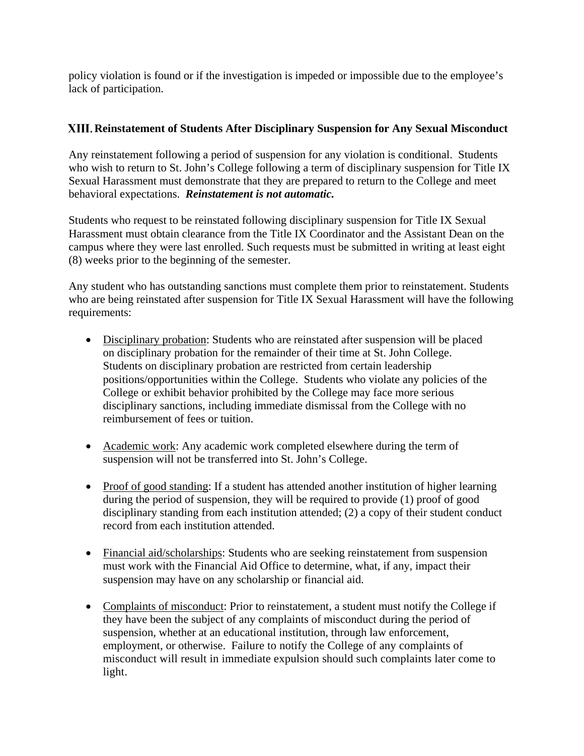policy violation is found or if the investigation is impeded or impossible due to the employee's lack of participation.

## XIII. Reinstatement of Students After Disciplinary Suspension for Any Sexual Misconduct

Any reinstatement following a period of suspension for any violation is conditional. Students who wish to return to St. John's College following a term of disciplinary suspension for Title IX Sexual Harassment must demonstrate that they are prepared to return to the College and meet behavioral expectations. ***Reinstatement is not automatic.***

Students who request to be reinstated following disciplinary suspension for Title IX Sexual Harassment must obtain clearance from the Title IX Coordinator and the Assistant Dean on the campus where they were last enrolled. Such requests must be submitted in writing at least eight (8) weeks prior to the beginning of the semester.

Any student who has outstanding sanctions must complete them prior to reinstatement. Students who are being reinstated after suspension for Title IX Sexual Harassment will have the following requirements:

- Disciplinary probation: Students who are reinstated after suspension will be placed on disciplinary probation for the remainder of their time at St. John College. Students on disciplinary probation are restricted from certain leadership positions/opportunities within the College. Students who violate any policies of the College or exhibit behavior prohibited by the College may face more serious disciplinary sanctions, including immediate dismissal from the College with no reimbursement of fees or tuition.

- Academic work: Any academic work completed elsewhere during the term of suspension will not be transferred into St. John's College.

- Proof of good standing: If a student has attended another institution of higher learning during the period of suspension, they will be required to provide (1) proof of good disciplinary standing from each institution attended; (2) a copy of their student conduct record from each institution attended.

- Financial aid/scholarships: Students who are seeking reinstatement from suspension must work with the Financial Aid Office to determine, what, if any, impact their suspension may have on any scholarship or financial aid.

- Complaints of misconduct: Prior to reinstatement, a student must notify the College if they have been the subject of any complaints of misconduct during the period of suspension, whether at an educational institution, through law enforcement, employment, or otherwise. Failure to notify the College of any complaints of misconduct will result in immediate expulsion should such complaints later come to light.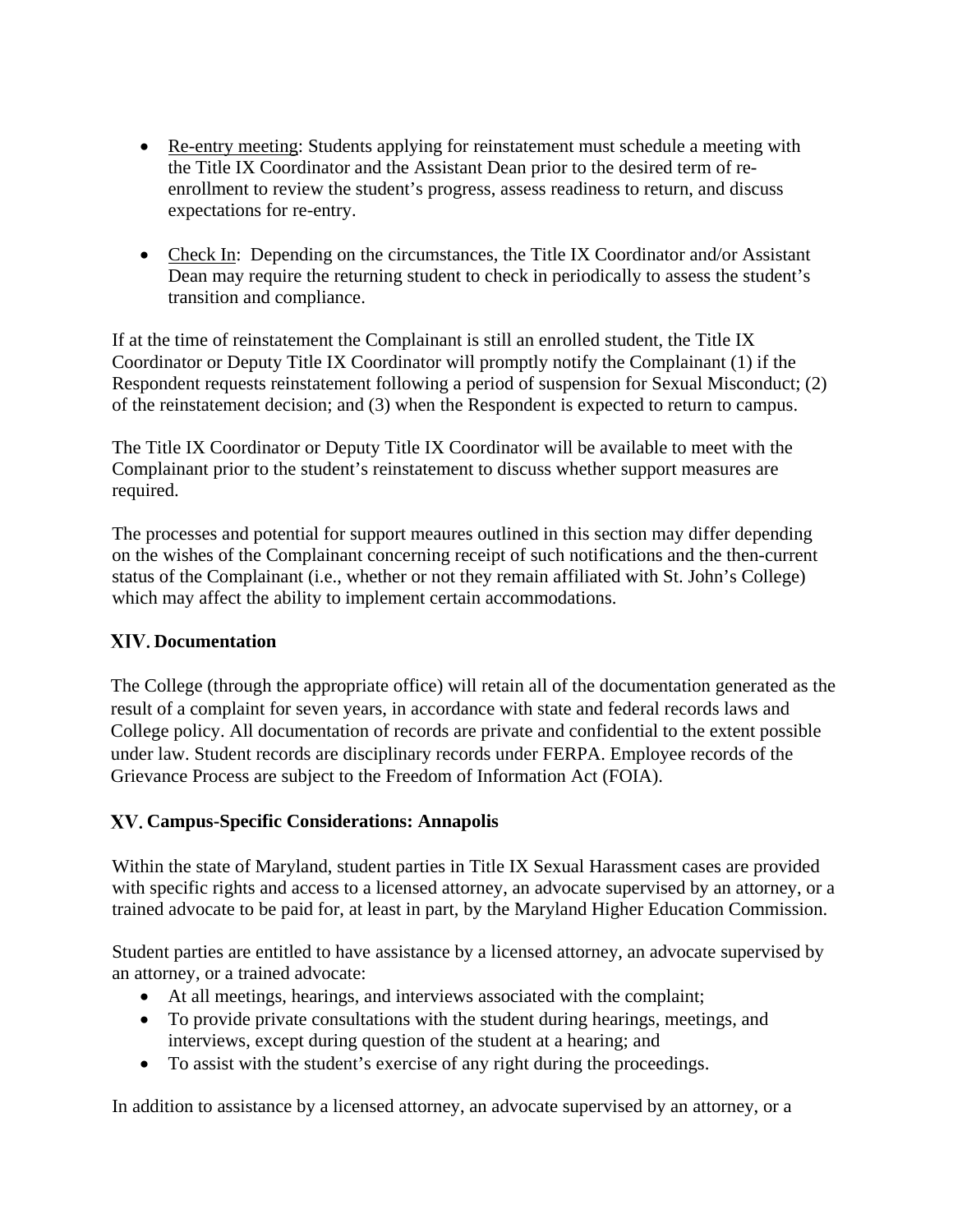- Re-entry meeting: Students applying for reinstatement must schedule a meeting with the Title IX Coordinator and the Assistant Dean prior to the desired term of re-enrollment to review the student's progress, assess readiness to return, and discuss expectations for re-entry.

- Check In: Depending on the circumstances, the Title IX Coordinator and/or Assistant Dean may require the returning student to check in periodically to assess the student's transition and compliance.

If at the time of reinstatement the Complainant is still an enrolled student, the Title IX Coordinator or Deputy Title IX Coordinator will promptly notify the Complainant (1) if the Respondent requests reinstatement following a period of suspension for Sexual Misconduct; (2) of the reinstatement decision; and (3) when the Respondent is expected to return to campus.

The Title IX Coordinator or Deputy Title IX Coordinator will be available to meet with the Complainant prior to the student's reinstatement to discuss whether support measures are required.

The processes and potential for support meaures outlined in this section may differ depending on the wishes of the Complainant concerning receipt of such notifications and the then-current status of the Complainant (i.e., whether or not they remain affiliated with St. John's College) which may affect the ability to implement certain accommodations.

## XIV. Documentation

The College (through the appropriate office) will retain all of the documentation generated as the result of a complaint for seven years, in accordance with state and federal records laws and College policy. All documentation of records are private and confidential to the extent possible under law. Student records are disciplinary records under FERPA. Employee records of the Grievance Process are subject to the Freedom of Information Act (FOIA).

## XV. Campus-Specific Considerations: Annapolis

Within the state of Maryland, student parties in Title IX Sexual Harassment cases are provided with specific rights and access to a licensed attorney, an advocate supervised by an attorney, or a trained advocate to be paid for, at least in part, by the Maryland Higher Education Commission.

Student parties are entitled to have assistance by a licensed attorney, an advocate supervised by an attorney, or a trained advocate:

- At all meetings, hearings, and interviews associated with the complaint;
- To provide private consultations with the student during hearings, meetings, and interviews, except during question of the student at a hearing; and
- To assist with the student's exercise of any right during the proceedings.

In addition to assistance by a licensed attorney, an advocate supervised by an attorney, or a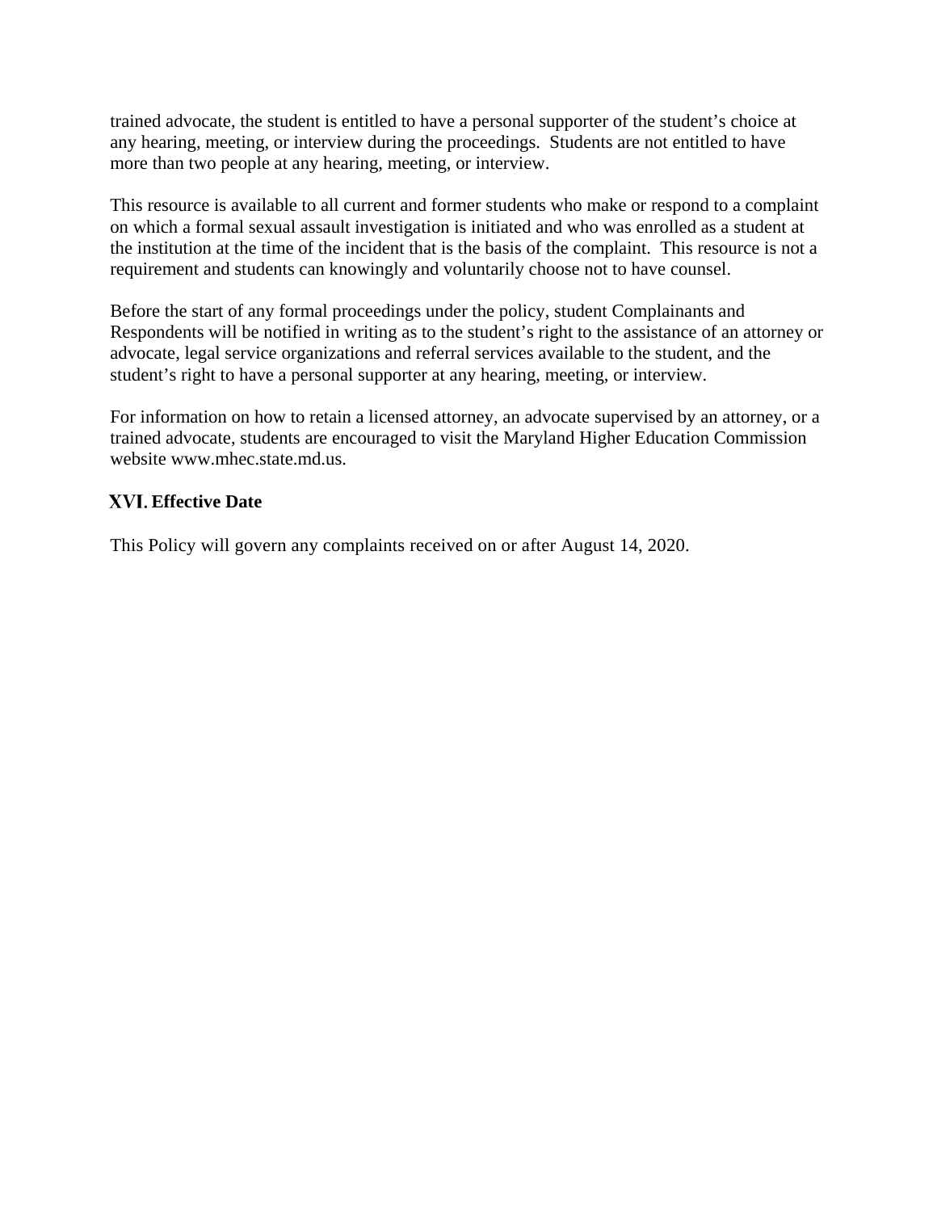trained advocate, the student is entitled to have a personal supporter of the student's choice at any hearing, meeting, or interview during the proceedings. Students are not entitled to have more than two people at any hearing, meeting, or interview.

This resource is available to all current and former students who make or respond to a complaint on which a formal sexual assault investigation is initiated and who was enrolled as a student at the institution at the time of the incident that is the basis of the complaint. This resource is not a requirement and students can knowingly and voluntarily choose not to have counsel.

Before the start of any formal proceedings under the policy, student Complainants and Respondents will be notified in writing as to the student's right to the assistance of an attorney or advocate, legal service organizations and referral services available to the student, and the student's right to have a personal supporter at any hearing, meeting, or interview.

For information on how to retain a licensed attorney, an advocate supervised by an attorney, or a trained advocate, students are encouraged to visit the Maryland Higher Education Commission website www.mhec.state.md.us.

## XVI. Effective Date

This Policy will govern any complaints received on or after August 14, 2020.